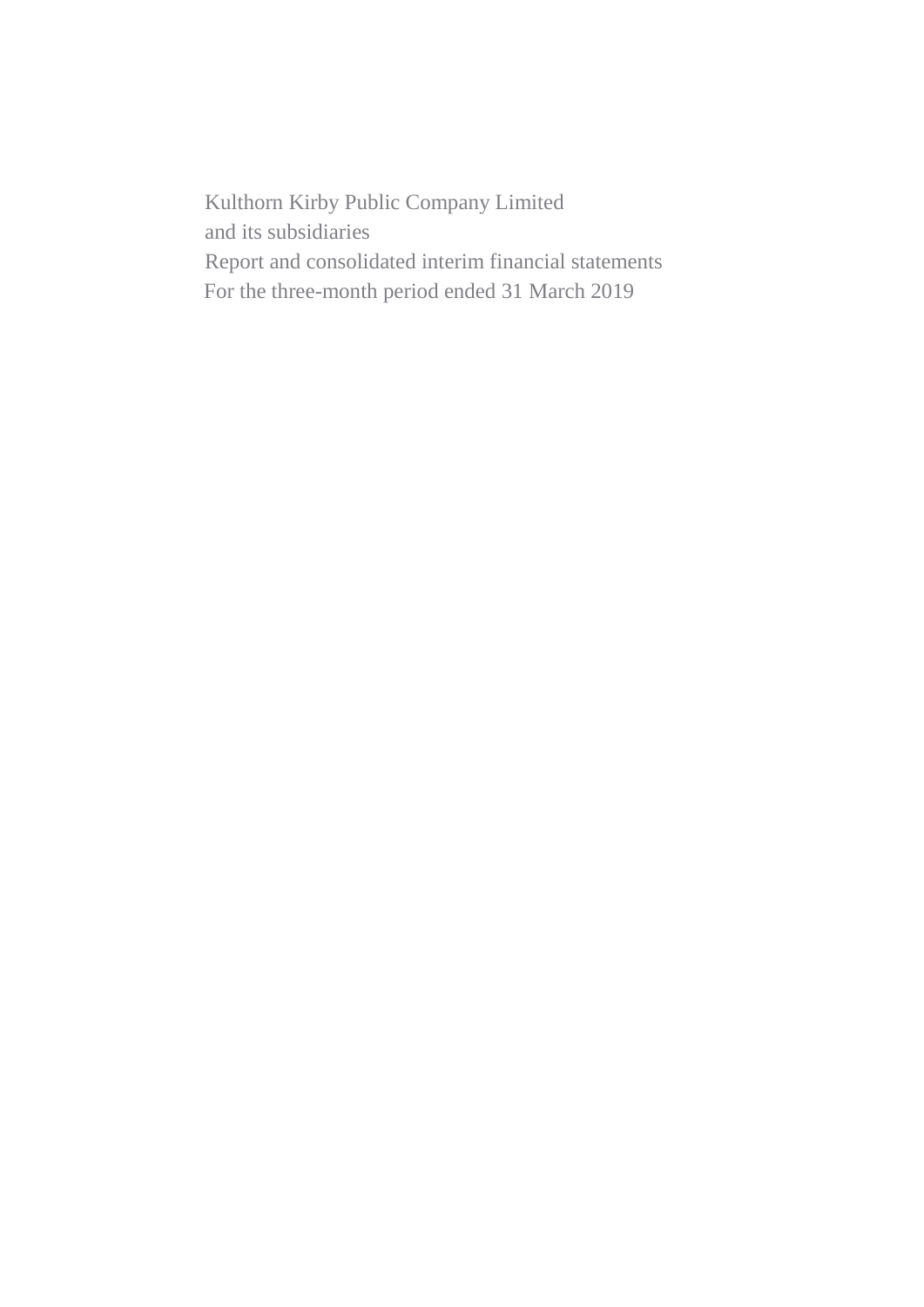Kulthorn Kirby Public Company Limited

and its subsidiaries

Report and consolidated interim financial statements

For the three-month period ended 31 March 2019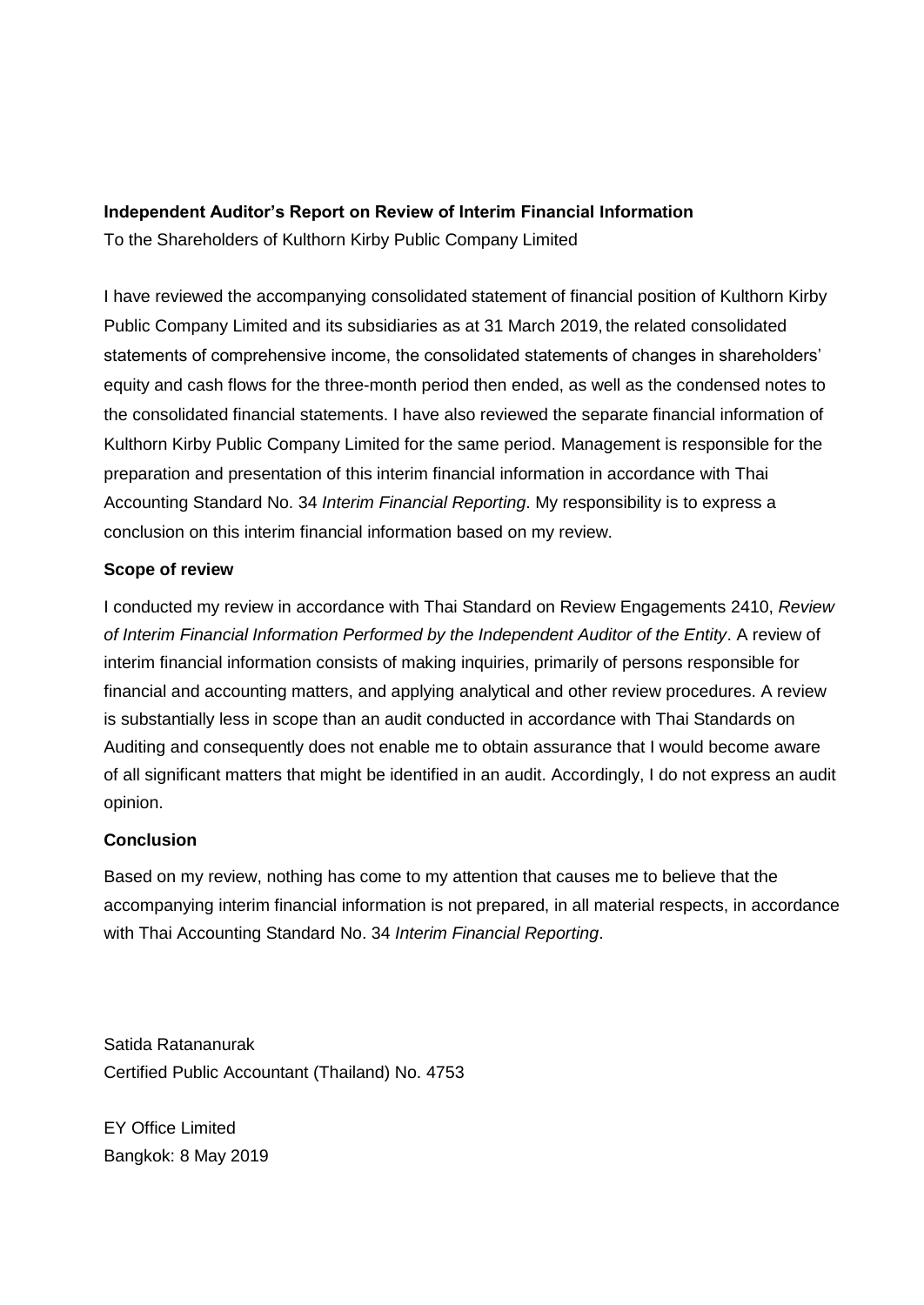**Independent Auditor's Report on Review of Interim Financial Information**

To the Shareholders of Kulthorn Kirby Public Company Limited

I have reviewed the accompanying consolidated statement of financial position of Kulthorn Kirby Public Company Limited and its subsidiaries as at 31 March 2019, the related consolidated statements of comprehensive income, the consolidated statements of changes in shareholders' equity and cash flows for the three-month period then ended, as well as the condensed notes to the consolidated financial statements. I have also reviewed the separate financial information of Kulthorn Kirby Public Company Limited for the same period. Management is responsible for the preparation and presentation of this interim financial information in accordance with Thai Accounting Standard No. 34 *Interim Financial Reporting*. My responsibility is to express a conclusion on this interim financial information based on my review.

**Scope of review**

I conducted my review in accordance with Thai Standard on Review Engagements 2410, *Review of Interim Financial Information Performed by the Independent Auditor of the Entity*. A review of interim financial information consists of making inquiries, primarily of persons responsible for financial and accounting matters, and applying analytical and other review procedures. A review is substantially less in scope than an audit conducted in accordance with Thai Standards on Auditing and consequently does not enable me to obtain assurance that I would become aware of all significant matters that might be identified in an audit. Accordingly, I do not express an audit opinion.

**Conclusion**

Based on my review, nothing has come to my attention that causes me to believe that the accompanying interim financial information is not prepared, in all material respects, in accordance with Thai Accounting Standard No. 34 *Interim Financial Reporting*.

Satida Ratananurak
Certified Public Accountant (Thailand) No. 4753

EY Office Limited
Bangkok: 8 May 2019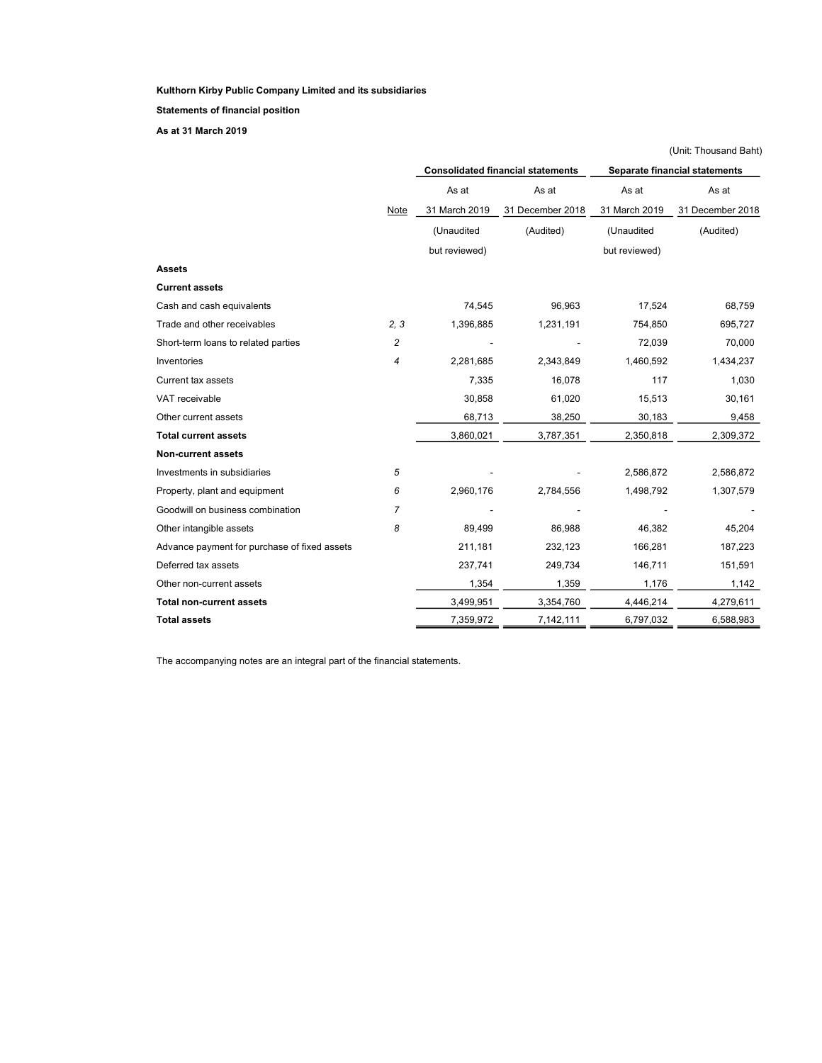**Kulthorn Kirby Public Company Limited and its subsidiaries**

**Statements of financial position**

**As at 31 March 2019**

(Unit: Thousand Baht)

| | Note | Consolidated financial statements | | Separate financial statements | |
|---|---|---|---|---|---|
| | | As at 31 March 2019 (Unaudited but reviewed) | As at 31 December 2018 (Audited) | As at 31 March 2019 (Unaudited but reviewed) | As at 31 December 2018 (Audited) |
| **Assets** | | | | | |
| **Current assets** | | | | | |
| Cash and cash equivalents | | 74,545 | 96,963 | 17,524 | 68,759 |
| Trade and other receivables | 2, 3 | 1,396,885 | 1,231,191 | 754,850 | 695,727 |
| Short-term loans to related parties | 2 | - | - | 72,039 | 70,000 |
| Inventories | 4 | 2,281,685 | 2,343,849 | 1,460,592 | 1,434,237 |
| Current tax assets | | 7,335 | 16,078 | 117 | 1,030 |
| VAT receivable | | 30,858 | 61,020 | 15,513 | 30,161 |
| Other current assets | | 68,713 | 38,250 | 30,183 | 9,458 |
| **Total current assets** | | 3,860,021 | 3,787,351 | 2,350,818 | 2,309,372 |
| **Non-current assets** | | | | | |
| Investments in subsidiaries | 5 | - | - | 2,586,872 | 2,586,872 |
| Property, plant and equipment | 6 | 2,960,176 | 2,784,556 | 1,498,792 | 1,307,579 |
| Goodwill on business combination | 7 | - | - | - | - |
| Other intangible assets | 8 | 89,499 | 86,988 | 46,382 | 45,204 |
| Advance payment for purchase of fixed assets | | 211,181 | 232,123 | 166,281 | 187,223 |
| Deferred tax assets | | 237,741 | 249,734 | 146,711 | 151,591 |
| Other non-current assets | | 1,354 | 1,359 | 1,176 | 1,142 |
| **Total non-current assets** | | 3,499,951 | 3,354,760 | 4,446,214 | 4,279,611 |
| **Total assets** | | 7,359,972 | 7,142,111 | 6,797,032 | 6,588,983 |

The accompanying notes are an integral part of the financial statements.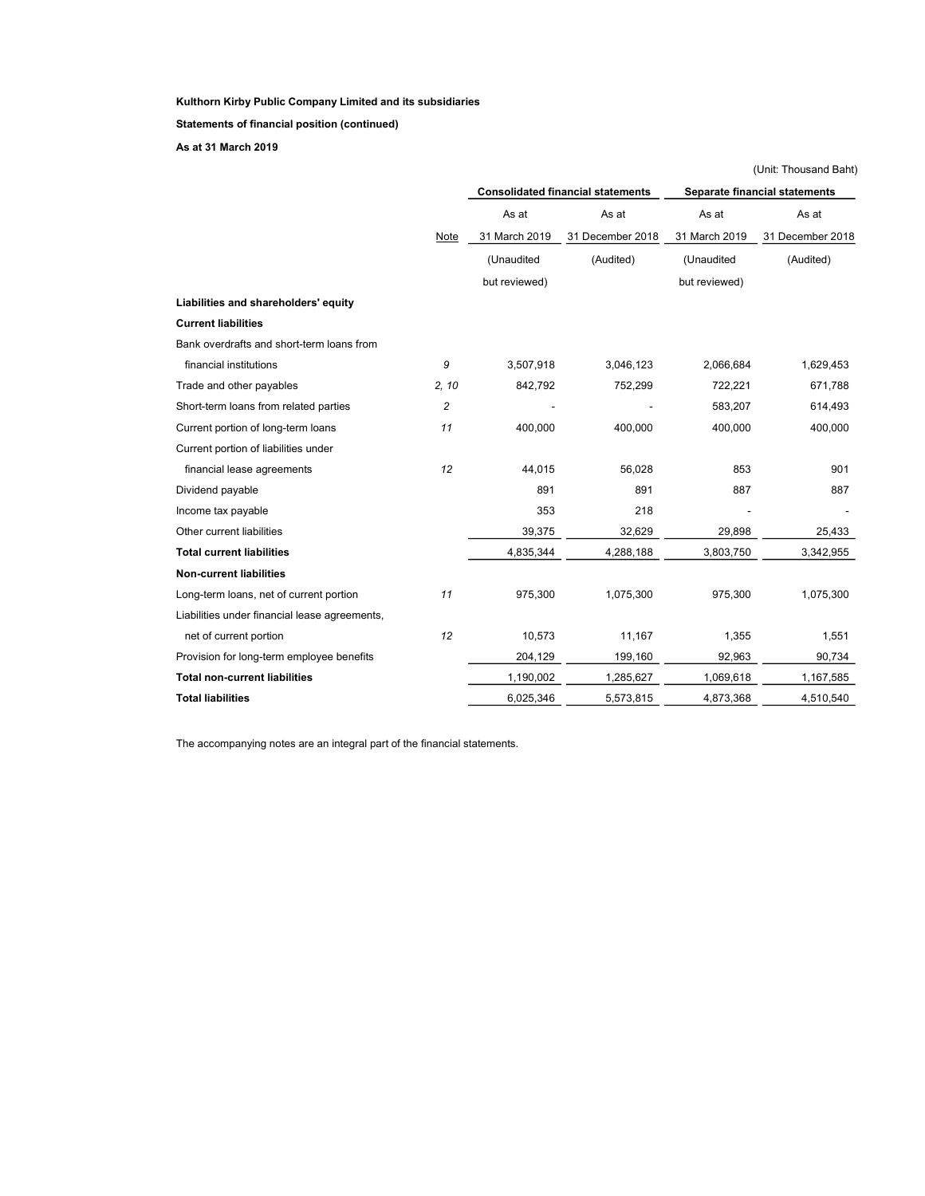**Kulthorn Kirby Public Company Limited and its subsidiaries**

**Statements of financial position (continued)**

**As at 31 March 2019**

(Unit: Thousand Baht)

| | | Consolidated financial statements | | Separate financial statements | |
|---|---|---|---|---|---|
| | Note | As at 31 March 2019 (Unaudited but reviewed) | As at 31 December 2018 (Audited) | As at 31 March 2019 (Unaudited but reviewed) | As at 31 December 2018 (Audited) |
| **Liabilities and shareholders' equity** | | | | | |
| **Current liabilities** | | | | | |
| Bank overdrafts and short-term loans from financial institutions | *9* | 3,507,918 | 3,046,123 | 2,066,684 | 1,629,453 |
| Trade and other payables | *2, 10* | 842,792 | 752,299 | 722,221 | 671,788 |
| Short-term loans from related parties | *2* | - | - | 583,207 | 614,493 |
| Current portion of long-term loans | *11* | 400,000 | 400,000 | 400,000 | 400,000 |
| Current portion of liabilities under financial lease agreements | *12* | 44,015 | 56,028 | 853 | 901 |
| Dividend payable | | 891 | 891 | 887 | 887 |
| Income tax payable | | 353 | 218 | - | - |
| Other current liabilities | | 39,375 | 32,629 | 29,898 | 25,433 |
| **Total current liabilities** | | 4,835,344 | 4,288,188 | 3,803,750 | 3,342,955 |
| **Non-current liabilities** | | | | | |
| Long-term loans, net of current portion | *11* | 975,300 | 1,075,300 | 975,300 | 1,075,300 |
| Liabilities under financial lease agreements, net of current portion | *12* | 10,573 | 11,167 | 1,355 | 1,551 |
| Provision for long-term employee benefits | | 204,129 | 199,160 | 92,963 | 90,734 |
| **Total non-current liabilities** | | 1,190,002 | 1,285,627 | 1,069,618 | 1,167,585 |
| **Total liabilities** | | 6,025,346 | 5,573,815 | 4,873,368 | 4,510,540 |

The accompanying notes are an integral part of the financial statements.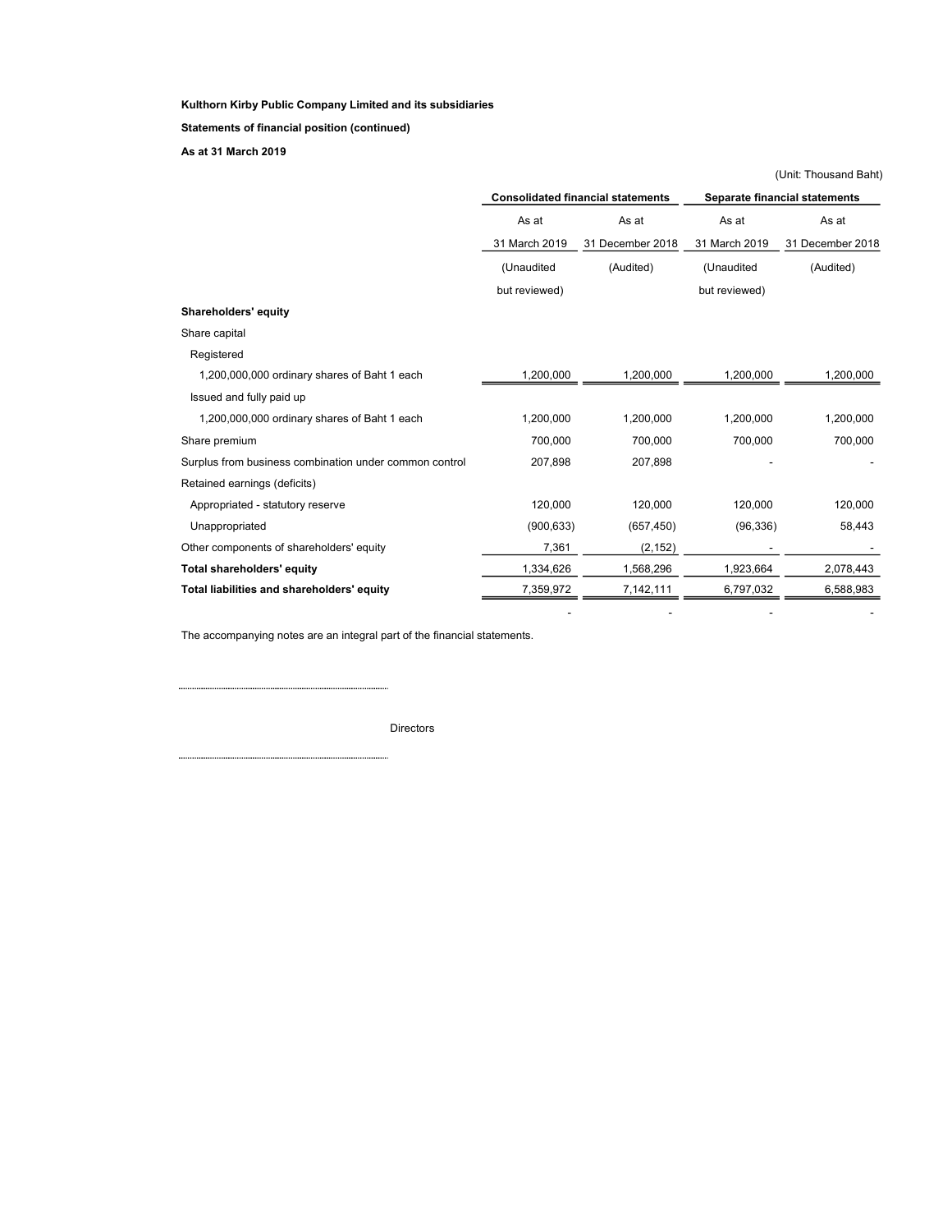**Kulthorn Kirby Public Company Limited and its subsidiaries**

**Statements of financial position (continued)**

**As at 31 March 2019**

(Unit: Thousand Baht)

| | Consolidated financial statements | | Separate financial statements | |
|---|---|---|---|---|
| | As at 31 March 2019 | As at 31 December 2018 | As at 31 March 2019 | As at 31 December 2018 |
| | (Unaudited but reviewed) | (Audited) | (Unaudited but reviewed) | (Audited) |
| **Shareholders' equity** | | | | |
| Share capital | | | | |
| Registered | | | | |
| 1,200,000,000 ordinary shares of Baht 1 each | 1,200,000 | 1,200,000 | 1,200,000 | 1,200,000 |
| Issued and fully paid up | | | | |
| 1,200,000,000 ordinary shares of Baht 1 each | 1,200,000 | 1,200,000 | 1,200,000 | 1,200,000 |
| Share premium | 700,000 | 700,000 | 700,000 | 700,000 |
| Surplus from business combination under common control | 207,898 | 207,898 | - | - |
| Retained earnings (deficits) | | | | |
| Appropriated - statutory reserve | 120,000 | 120,000 | 120,000 | 120,000 |
| Unappropriated | (900,633) | (657,450) | (96,336) | 58,443 |
| Other components of shareholders' equity | 7,361 | (2,152) | - | - |
| **Total shareholders' equity** | 1,334,626 | 1,568,296 | 1,923,664 | 2,078,443 |
| **Total liabilities and shareholders' equity** | 7,359,972 | 7,142,111 | 6,797,032 | 6,588,983 |
| | - | - | - | - |

The accompanying notes are an integral part of the financial statements.

..........................................................................................

Directors

..........................................................................................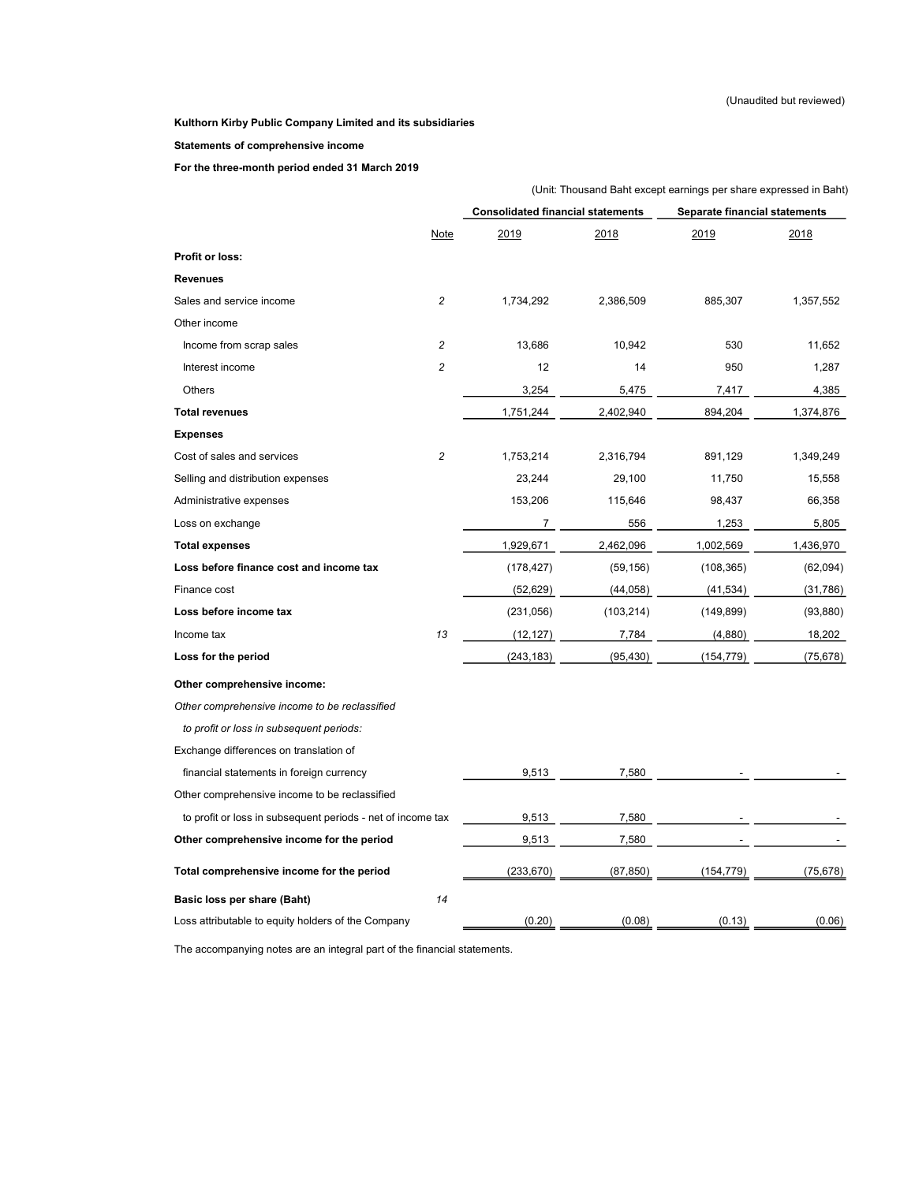(Unaudited but reviewed)

**Kulthorn Kirby Public Company Limited and its subsidiaries**

**Statements of comprehensive income**

**For the three-month period ended 31 March 2019**

(Unit: Thousand Baht except earnings per share expressed in Baht)

| | | Consolidated financial statements | | Separate financial statements | |
|---|---|---|---|---|---|
| | Note | 2019 | 2018 | 2019 | 2018 |
| **Profit or loss:** | | | | | |
| **Revenues** | | | | | |
| Sales and service income | 2 | 1,734,292 | 2,386,509 | 885,307 | 1,357,552 |
| Other income | | | | | |
| Income from scrap sales | 2 | 13,686 | 10,942 | 530 | 11,652 |
| Interest income | 2 | 12 | 14 | 950 | 1,287 |
| Others | | 3,254 | 5,475 | 7,417 | 4,385 |
| **Total revenues** | | 1,751,244 | 2,402,940 | 894,204 | 1,374,876 |
| **Expenses** | | | | | |
| Cost of sales and services | 2 | 1,753,214 | 2,316,794 | 891,129 | 1,349,249 |
| Selling and distribution expenses | | 23,244 | 29,100 | 11,750 | 15,558 |
| Administrative expenses | | 153,206 | 115,646 | 98,437 | 66,358 |
| Loss on exchange | | 7 | 556 | 1,253 | 5,805 |
| **Total expenses** | | 1,929,671 | 2,462,096 | 1,002,569 | 1,436,970 |
| **Loss before finance cost and income tax** | | (178,427) | (59,156) | (108,365) | (62,094) |
| Finance cost | | (52,629) | (44,058) | (41,534) | (31,786) |
| **Loss before income tax** | | (231,056) | (103,214) | (149,899) | (93,880) |
| Income tax | 13 | (12,127) | 7,784 | (4,880) | 18,202 |
| **Loss for the period** | | (243,183) | (95,430) | (154,779) | (75,678) |
| **Other comprehensive income:** | | | | | |
| *Other comprehensive income to be reclassified* | | | | | |
| *to profit or loss in subsequent periods:* | | | | | |
| Exchange differences on translation of | | | | | |
| financial statements in foreign currency | | 9,513 | 7,580 | - | - |
| Other comprehensive income to be reclassified | | | | | |
| to profit or loss in subsequent periods - net of income tax | | 9,513 | 7,580 | - | - |
| **Other comprehensive income for the period** | | 9,513 | 7,580 | - | - |
| **Total comprehensive income for the period** | | (233,670) | (87,850) | (154,779) | (75,678) |
| **Basic loss per share (Baht)** | 14 | | | | |
| Loss attributable to equity holders of the Company | | (0.20) | (0.08) | (0.13) | (0.06) |

The accompanying notes are an integral part of the financial statements.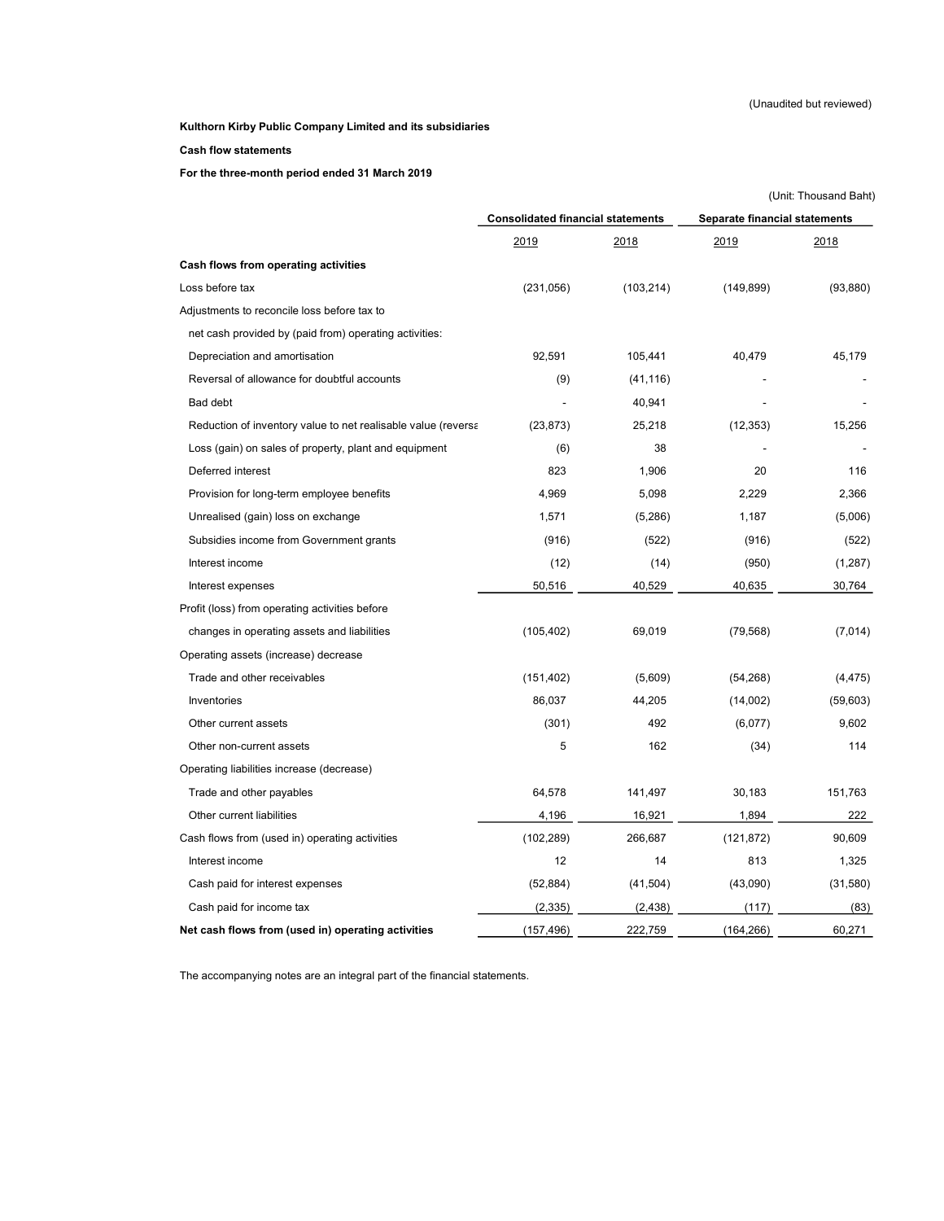(Unaudited but reviewed)

**Kulthorn Kirby Public Company Limited and its subsidiaries**

**Cash flow statements**

**For the three-month period ended 31 March 2019**

(Unit: Thousand Baht)

| | Consolidated financial statements | | Separate financial statements | |
|---|---|---|---|---|
| | 2019 | 2018 | 2019 | 2018 |
| **Cash flows from operating activities** | | | | |
| Loss before tax | (231,056) | (103,214) | (149,899) | (93,880) |
| Adjustments to reconcile loss before tax to | | | | |
| net cash provided by (paid from) operating activities: | | | | |
| Depreciation and amortisation | 92,591 | 105,441 | 40,479 | 45,179 |
| Reversal of allowance for doubtful accounts | (9) | (41,116) | - | - |
| Bad debt | - | 40,941 | - | - |
| Reduction of inventory value to net realisable value (reversa | (23,873) | 25,218 | (12,353) | 15,256 |
| Loss (gain) on sales of property, plant and equipment | (6) | 38 | - | - |
| Deferred interest | 823 | 1,906 | 20 | 116 |
| Provision for long-term employee benefits | 4,969 | 5,098 | 2,229 | 2,366 |
| Unrealised (gain) loss on exchange | 1,571 | (5,286) | 1,187 | (5,006) |
| Subsidies income from Government grants | (916) | (522) | (916) | (522) |
| Interest income | (12) | (14) | (950) | (1,287) |
| Interest expenses | 50,516 | 40,529 | 40,635 | 30,764 |
| Profit (loss) from operating activities before | | | | |
| changes in operating assets and liabilities | (105,402) | 69,019 | (79,568) | (7,014) |
| Operating assets (increase) decrease | | | | |
| Trade and other receivables | (151,402) | (5,609) | (54,268) | (4,475) |
| Inventories | 86,037 | 44,205 | (14,002) | (59,603) |
| Other current assets | (301) | 492 | (6,077) | 9,602 |
| Other non-current assets | 5 | 162 | (34) | 114 |
| Operating liabilities increase (decrease) | | | | |
| Trade and other payables | 64,578 | 141,497 | 30,183 | 151,763 |
| Other current liabilities | 4,196 | 16,921 | 1,894 | 222 |
| Cash flows from (used in) operating activities | (102,289) | 266,687 | (121,872) | 90,609 |
| Interest income | 12 | 14 | 813 | 1,325 |
| Cash paid for interest expenses | (52,884) | (41,504) | (43,090) | (31,580) |
| Cash paid for income tax | (2,335) | (2,438) | (117) | (83) |
| **Net cash flows from (used in) operating activities** | (157,496) | 222,759 | (164,266) | 60,271 |

The accompanying notes are an integral part of the financial statements.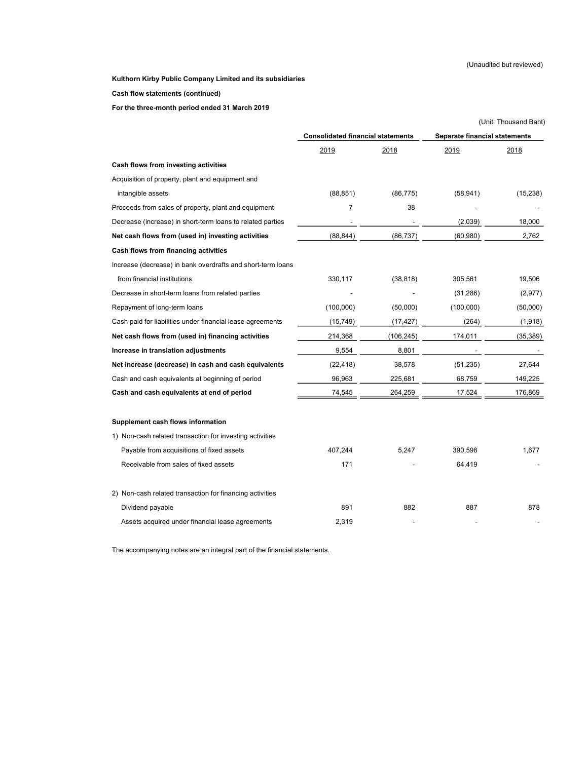(Unaudited but reviewed)

**Kulthorn Kirby Public Company Limited and its subsidiaries**

**Cash flow statements (continued)**

**For the three-month period ended 31 March 2019**

(Unit: Thousand Baht)

| | Consolidated financial statements | | Separate financial statements | |
|---|---|---|---|---|
| | 2019 | 2018 | 2019 | 2018 |
| **Cash flows from investing activities** | | | | |
| Acquisition of property, plant and equipment and intangible assets | (88,851) | (86,775) | (58,941) | (15,238) |
| Proceeds from sales of property, plant and equipment | 7 | 38 | - | - |
| Decrease (increase) in short-term loans to related parties | - | - | (2,039) | 18,000 |
| **Net cash flows from (used in) investing activities** | (88,844) | (86,737) | (60,980) | 2,762 |
| **Cash flows from financing activities** | | | | |
| Increase (decrease) in bank overdrafts and short-term loans from financial institutions | 330,117 | (38,818) | 305,561 | 19,506 |
| Decrease in short-term loans from related parties | - | - | (31,286) | (2,977) |
| Repayment of long-term loans | (100,000) | (50,000) | (100,000) | (50,000) |
| Cash paid for liabilities under financial lease agreements | (15,749) | (17,427) | (264) | (1,918) |
| **Net cash flows from (used in) financing activities** | 214,368 | (106,245) | 174,011 | (35,389) |
| **Increase in translation adjustments** | 9,554 | 8,801 | - | - |
| **Net increase (decrease) in cash and cash equivalents** | (22,418) | 38,578 | (51,235) | 27,644 |
| Cash and cash equivalents at beginning of period | 96,963 | 225,681 | 68,759 | 149,225 |
| **Cash and cash equivalents at end of period** | 74,545 | 264,259 | 17,524 | 176,869 |
| | | | | |
| **Supplement cash flows information** | | | | |
| 1) Non-cash related transaction for investing activities | | | | |
| Payable from acquisitions of fixed assets | 407,244 | 5,247 | 390,598 | 1,677 |
| Receivable from sales of fixed assets | 171 | - | 64,419 | - |
| 2) Non-cash related transaction for financing activities | | | | |
| Dividend payable | 891 | 882 | 887 | 878 |
| Assets acquired under financial lease agreements | 2,319 | - | - | - |

The accompanying notes are an integral part of the financial statements.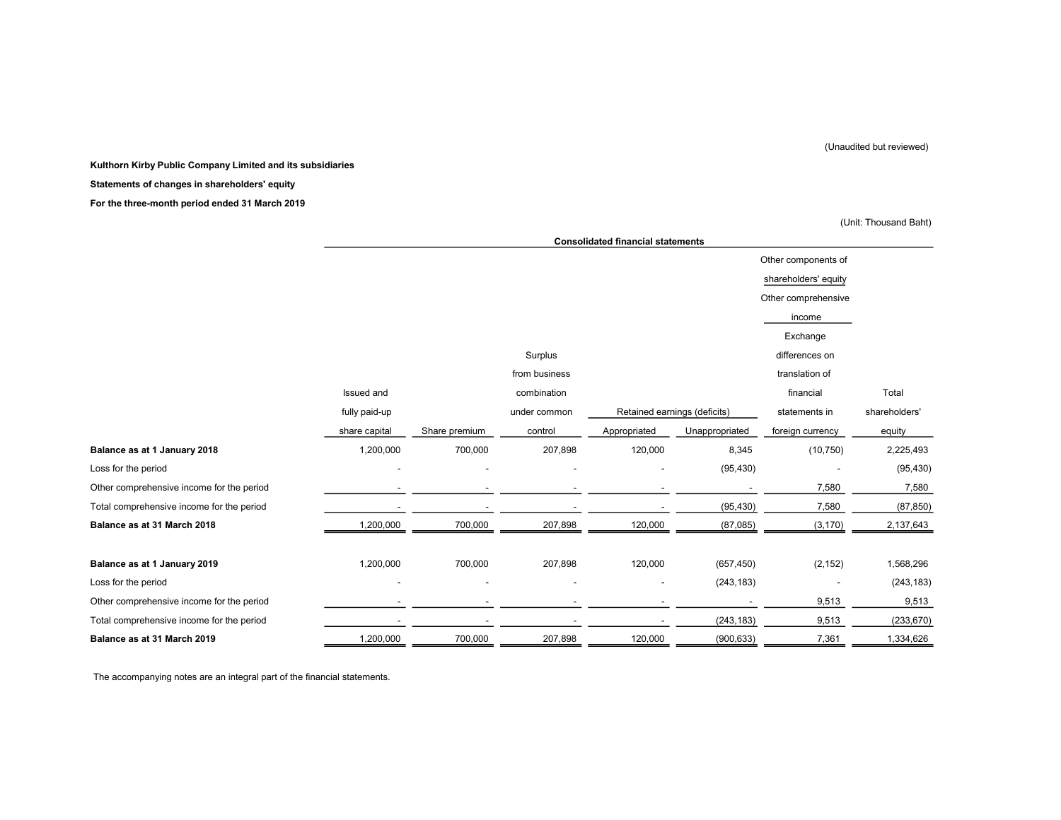(Unaudited but reviewed)

**Kulthorn Kirby Public Company Limited and its subsidiaries**

**Statements of changes in shareholders' equity**

**For the three-month period ended 31 March 2019**

(Unit: Thousand Baht)

| | Consolidated financial statements | | | | | | |
|---|---|---|---|---|---|---|---|
| | | | | | | Other components of shareholders' equity | |
| | | | | | | Other comprehensive income | |
| | Issued and fully paid-up share capital | Share premium | Surplus from business combination under common control | Retained earnings (deficits) | | Exchange differences on translation of financial statements in foreign currency | Total shareholders' equity |
| | | | | Appropriated | Unappropriated | | |
| **Balance as at 1 January 2018** | 1,200,000 | 700,000 | 207,898 | 120,000 | 8,345 | (10,750) | 2,225,493 |
| Loss for the period | - | - | - | - | (95,430) | - | (95,430) |
| Other comprehensive income for the period | - | - | - | - | - | 7,580 | 7,580 |
| Total comprehensive income for the period | - | - | - | - | (95,430) | 7,580 | (87,850) |
| **Balance as at 31 March 2018** | 1,200,000 | 700,000 | 207,898 | 120,000 | (87,085) | (3,170) | 2,137,643 |
| | | | | | | | |
| **Balance as at 1 January 2019** | 1,200,000 | 700,000 | 207,898 | 120,000 | (657,450) | (2,152) | 1,568,296 |
| Loss for the period | - | - | - | - | (243,183) | - | (243,183) |
| Other comprehensive income for the period | - | - | - | - | - | 9,513 | 9,513 |
| Total comprehensive income for the period | - | - | - | - | (243,183) | 9,513 | (233,670) |
| **Balance as at 31 March 2019** | 1,200,000 | 700,000 | 207,898 | 120,000 | (900,633) | 7,361 | 1,334,626 |

The accompanying notes are an integral part of the financial statements.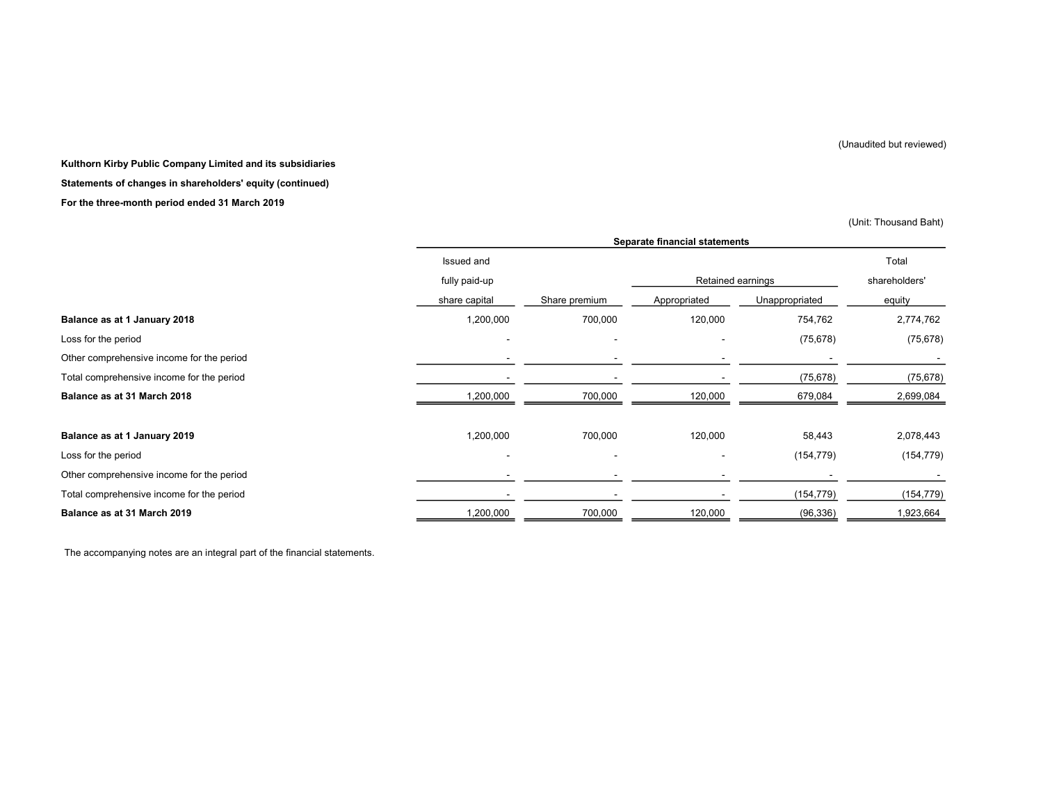(Unaudited but reviewed)

**Kulthorn Kirby Public Company Limited and its subsidiaries**

**Statements of changes in shareholders' equity (continued)**

**For the three-month period ended 31 March 2019**

(Unit: Thousand Baht)

| | Separate financial statements | | | | |
|---|---|---|---|---|---|
| | Issued and fully paid-up share capital | Share premium | Retained earnings | | Total shareholders' equity |
| | | | Appropriated | Unappropriated | |
| **Balance as at 1 January 2018** | 1,200,000 | 700,000 | 120,000 | 754,762 | 2,774,762 |
| Loss for the period | - | - | - | (75,678) | (75,678) |
| Other comprehensive income for the period | - | - | - | - | - |
| Total comprehensive income for the period | - | - | - | (75,678) | (75,678) |
| **Balance as at 31 March 2018** | 1,200,000 | 700,000 | 120,000 | 679,084 | 2,699,084 |
| | | | | | |
| **Balance as at 1 January 2019** | 1,200,000 | 700,000 | 120,000 | 58,443 | 2,078,443 |
| Loss for the period | - | - | - | (154,779) | (154,779) |
| Other comprehensive income for the period | - | - | - | - | - |
| Total comprehensive income for the period | - | - | - | (154,779) | (154,779) |
| **Balance as at 31 March 2019** | 1,200,000 | 700,000 | 120,000 | (96,336) | 1,923,664 |

The accompanying notes are an integral part of the financial statements.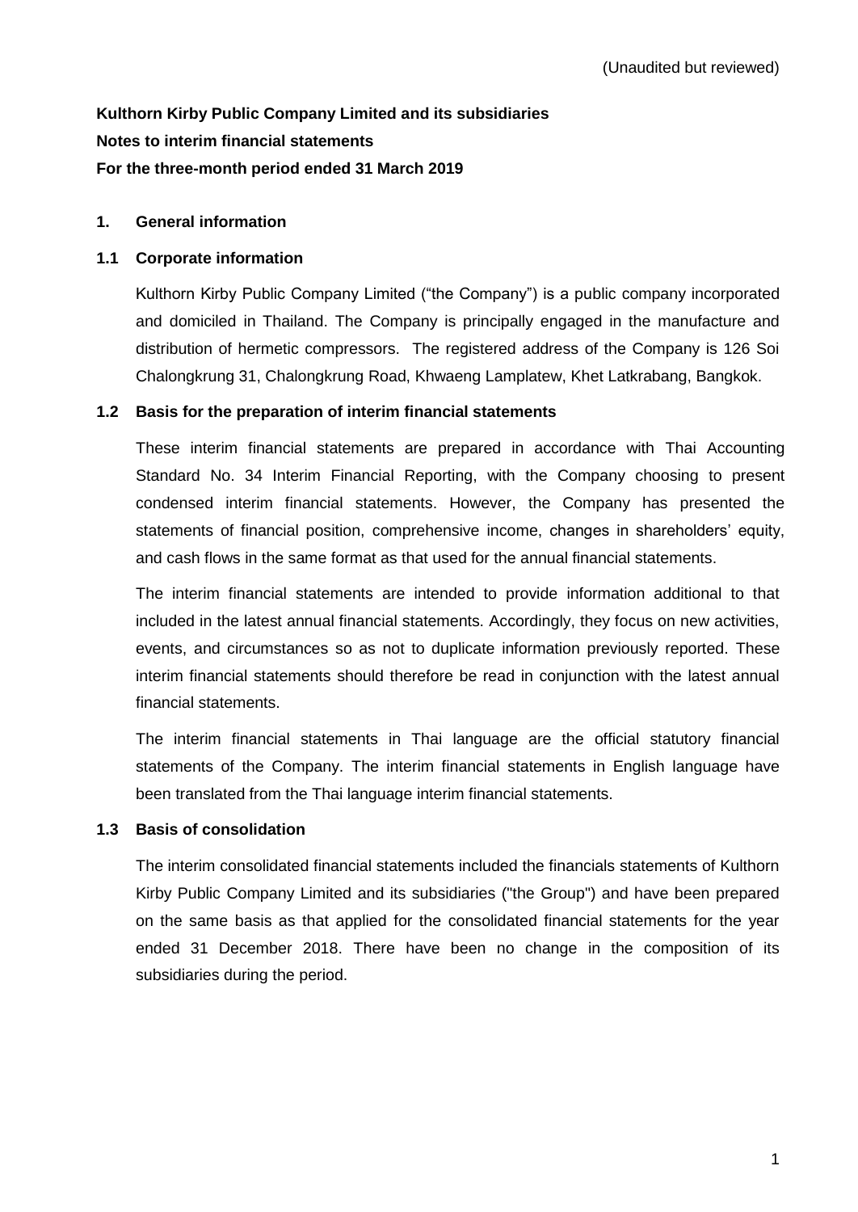(Unaudited but reviewed)

**Kulthorn Kirby Public Company Limited and its subsidiaries**
**Notes to interim financial statements**
**For the three-month period ended 31 March 2019**

## 1. General information

### 1.1 Corporate information

Kulthorn Kirby Public Company Limited ("the Company") is a public company incorporated and domiciled in Thailand. The Company is principally engaged in the manufacture and distribution of hermetic compressors. The registered address of the Company is 126 Soi Chalongkrung 31, Chalongkrung Road, Khwaeng Lamplatew, Khet Latkrabang, Bangkok.

### 1.2 Basis for the preparation of interim financial statements

These interim financial statements are prepared in accordance with Thai Accounting Standard No. 34 Interim Financial Reporting, with the Company choosing to present condensed interim financial statements. However, the Company has presented the statements of financial position, comprehensive income, changes in shareholders' equity, and cash flows in the same format as that used for the annual financial statements.

The interim financial statements are intended to provide information additional to that included in the latest annual financial statements. Accordingly, they focus on new activities, events, and circumstances so as not to duplicate information previously reported. These interim financial statements should therefore be read in conjunction with the latest annual financial statements.

The interim financial statements in Thai language are the official statutory financial statements of the Company. The interim financial statements in English language have been translated from the Thai language interim financial statements.

### 1.3 Basis of consolidation

The interim consolidated financial statements included the financials statements of Kulthorn Kirby Public Company Limited and its subsidiaries ("the Group") and have been prepared on the same basis as that applied for the consolidated financial statements for the year ended 31 December 2018. There have been no change in the composition of its subsidiaries during the period.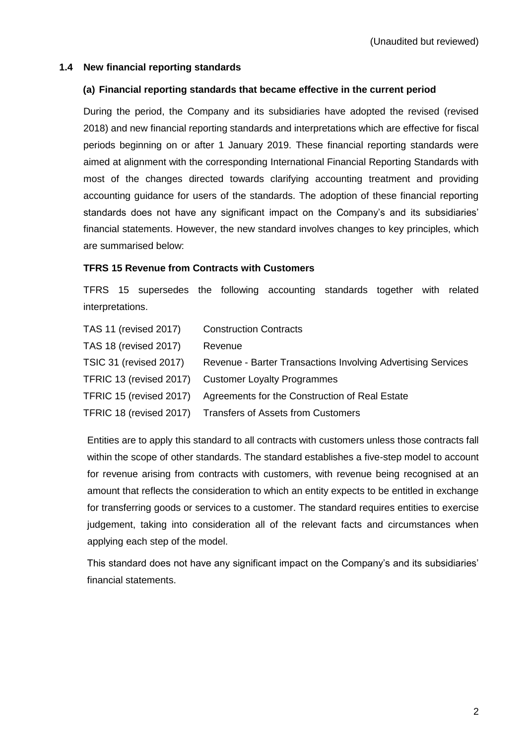(Unaudited but reviewed)

### 1.4 New financial reporting standards

#### (a) Financial reporting standards that became effective in the current period

During the period, the Company and its subsidiaries have adopted the revised (revised 2018) and new financial reporting standards and interpretations which are effective for fiscal periods beginning on or after 1 January 2019. These financial reporting standards were aimed at alignment with the corresponding International Financial Reporting Standards with most of the changes directed towards clarifying accounting treatment and providing accounting guidance for users of the standards. The adoption of these financial reporting standards does not have any significant impact on the Company's and its subsidiaries' financial statements. However, the new standard involves changes to key principles, which are summarised below:

**TFRS 15 Revenue from Contracts with Customers**

TFRS 15 supersedes the following accounting standards together with related interpretations.

| | |
|---|---|
| TAS 11 (revised 2017) | Construction Contracts |
| TAS 18 (revised 2017) | Revenue |
| TSIC 31 (revised 2017) | Revenue - Barter Transactions Involving Advertising Services |
| TFRIC 13 (revised 2017) | Customer Loyalty Programmes |
| TFRIC 15 (revised 2017) | Agreements for the Construction of Real Estate |
| TFRIC 18 (revised 2017) | Transfers of Assets from Customers |

Entities are to apply this standard to all contracts with customers unless those contracts fall within the scope of other standards. The standard establishes a five-step model to account for revenue arising from contracts with customers, with revenue being recognised at an amount that reflects the consideration to which an entity expects to be entitled in exchange for transferring goods or services to a customer. The standard requires entities to exercise judgement, taking into consideration all of the relevant facts and circumstances when applying each step of the model.

This standard does not have any significant impact on the Company's and its subsidiaries' financial statements.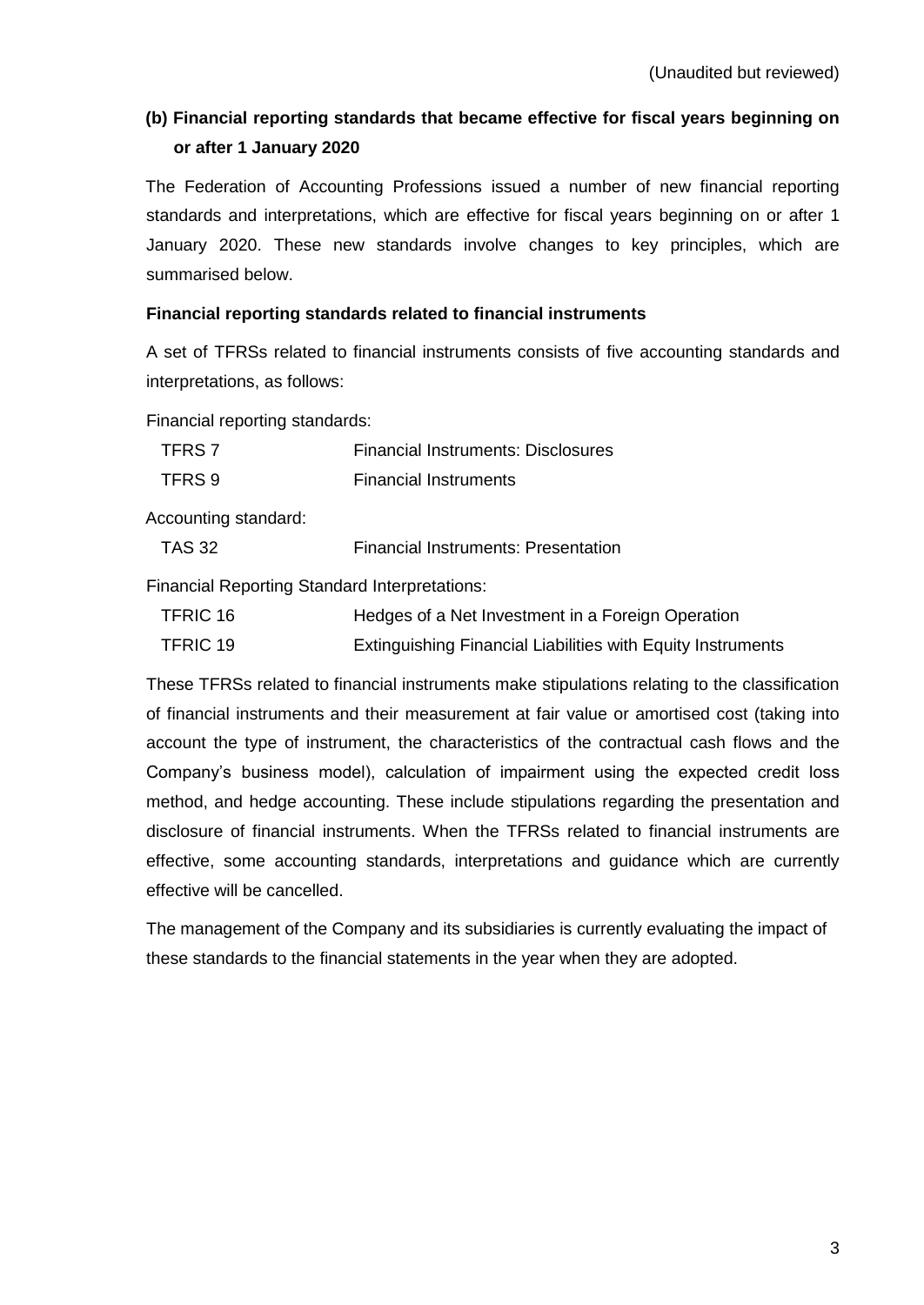(Unaudited but reviewed)

### (b) Financial reporting standards that became effective for fiscal years beginning on or after 1 January 2020

The Federation of Accounting Professions issued a number of new financial reporting standards and interpretations, which are effective for fiscal years beginning on or after 1 January 2020. These new standards involve changes to key principles, which are summarised below.

**Financial reporting standards related to financial instruments**

A set of TFRSs related to financial instruments consists of five accounting standards and interpretations, as follows:

Financial reporting standards:

| | |
|---|---|
| TFRS 7 | Financial Instruments: Disclosures |
| TFRS 9 | Financial Instruments |

Accounting standard:

| | |
|---|---|
| TAS 32 | Financial Instruments: Presentation |

Financial Reporting Standard Interpretations:

| | |
|---|---|
| TFRIC 16 | Hedges of a Net Investment in a Foreign Operation |
| TFRIC 19 | Extinguishing Financial Liabilities with Equity Instruments |

These TFRSs related to financial instruments make stipulations relating to the classification of financial instruments and their measurement at fair value or amortised cost (taking into account the type of instrument, the characteristics of the contractual cash flows and the Company's business model), calculation of impairment using the expected credit loss method, and hedge accounting. These include stipulations regarding the presentation and disclosure of financial instruments. When the TFRSs related to financial instruments are effective, some accounting standards, interpretations and guidance which are currently effective will be cancelled.

The management of the Company and its subsidiaries is currently evaluating the impact of these standards to the financial statements in the year when they are adopted.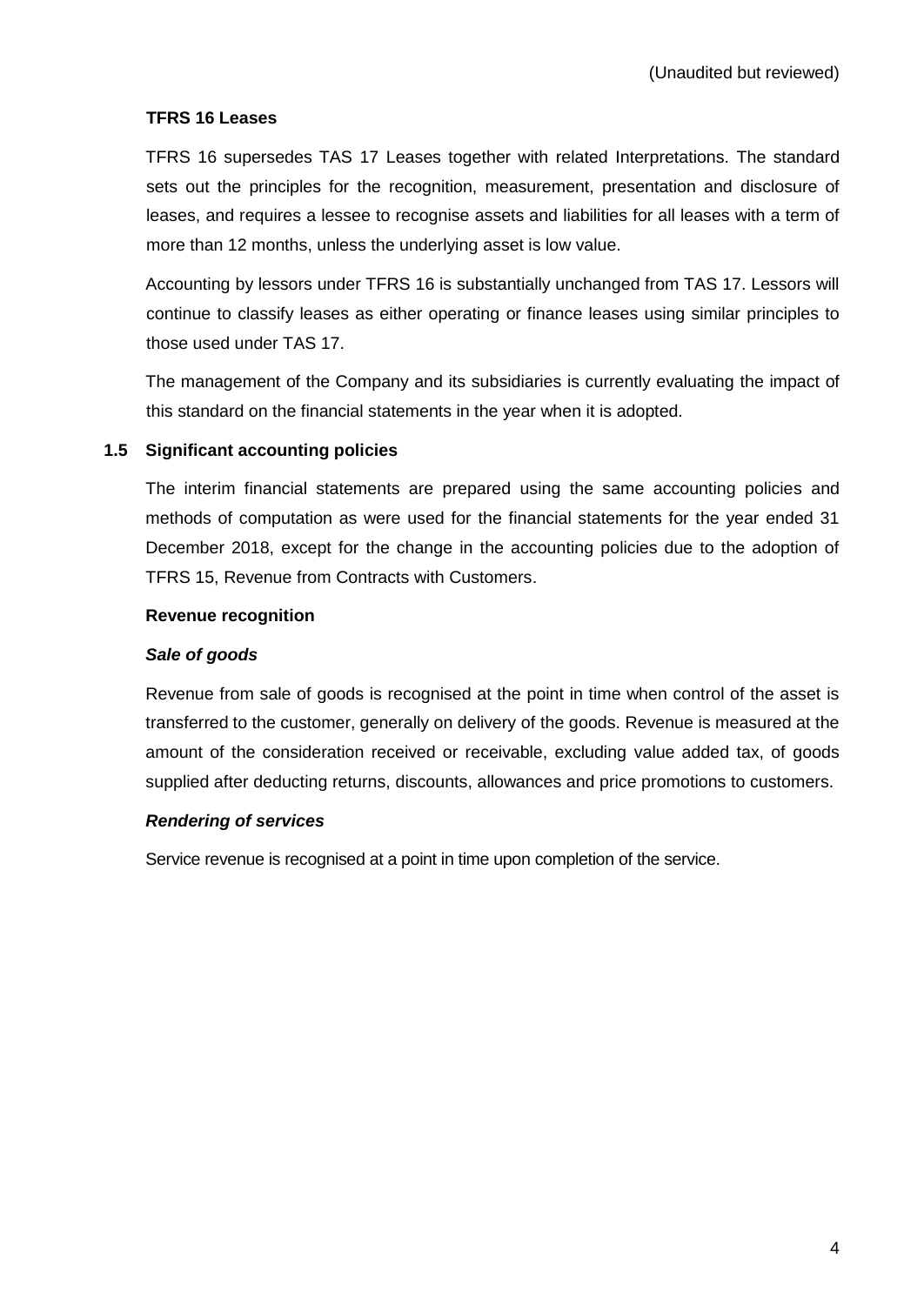(Unaudited but reviewed)

**TFRS 16 Leases**

TFRS 16 supersedes TAS 17 Leases together with related Interpretations. The standard sets out the principles for the recognition, measurement, presentation and disclosure of leases, and requires a lessee to recognise assets and liabilities for all leases with a term of more than 12 months, unless the underlying asset is low value.

Accounting by lessors under TFRS 16 is substantially unchanged from TAS 17. Lessors will continue to classify leases as either operating or finance leases using similar principles to those used under TAS 17.

The management of the Company and its subsidiaries is currently evaluating the impact of this standard on the financial statements in the year when it is adopted.

## 1.5 Significant accounting policies

The interim financial statements are prepared using the same accounting policies and methods of computation as were used for the financial statements for the year ended 31 December 2018, except for the change in the accounting policies due to the adoption of TFRS 15, Revenue from Contracts with Customers.

**Revenue recognition**

***Sale of goods***

Revenue from sale of goods is recognised at the point in time when control of the asset is transferred to the customer, generally on delivery of the goods. Revenue is measured at the amount of the consideration received or receivable, excluding value added tax, of goods supplied after deducting returns, discounts, allowances and price promotions to customers.

***Rendering of services***

Service revenue is recognised at a point in time upon completion of the service.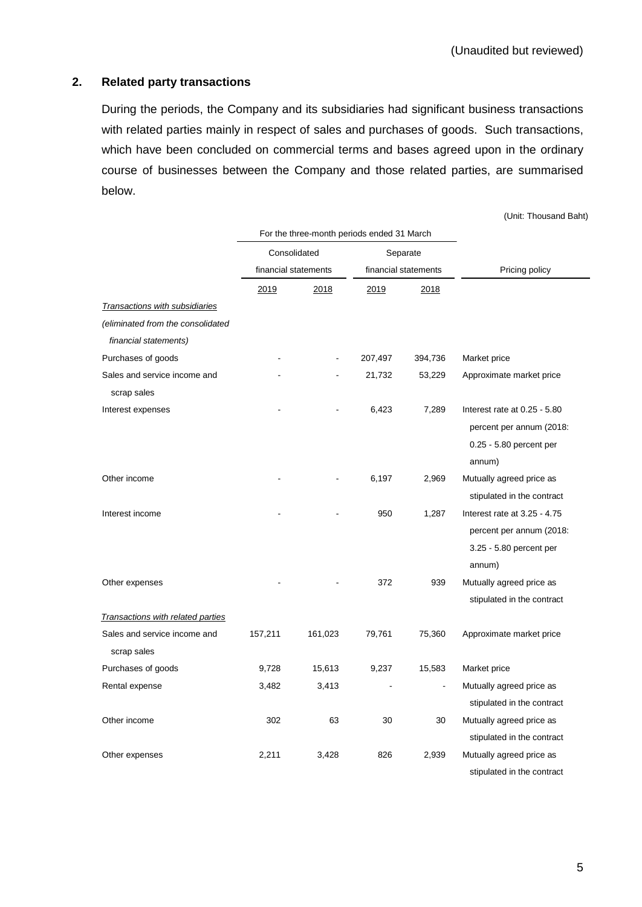(Unaudited but reviewed)

## 2. Related party transactions

During the periods, the Company and its subsidiaries had significant business transactions with related parties mainly in respect of sales and purchases of goods. Such transactions, which have been concluded on commercial terms and bases agreed upon in the ordinary course of businesses between the Company and those related parties, are summarised below.

(Unit: Thousand Baht)

| | For the three-month periods ended 31 March | | | | |
|---|---|---|---|---|---|
| | Consolidated financial statements | | Separate financial statements | | Pricing policy |
| | 2019 | 2018 | 2019 | 2018 | |
| *Transactions with subsidiaries* | | | | | |
| *(eliminated from the consolidated financial statements)* | | | | | |
| Purchases of goods | - | - | 207,497 | 394,736 | Market price |
| Sales and service income and scrap sales | - | - | 21,732 | 53,229 | Approximate market price |
| Interest expenses | - | - | 6,423 | 7,289 | Interest rate at 0.25 - 5.80 percent per annum (2018: 0.25 - 5.80 percent per annum) |
| Other income | - | - | 6,197 | 2,969 | Mutually agreed price as stipulated in the contract |
| Interest income | - | - | 950 | 1,287 | Interest rate at 3.25 - 4.75 percent per annum (2018: 3.25 - 5.80 percent per annum) |
| Other expenses | - | - | 372 | 939 | Mutually agreed price as stipulated in the contract |
| *Transactions with related parties* | | | | | |
| Sales and service income and scrap sales | 157,211 | 161,023 | 79,761 | 75,360 | Approximate market price |
| Purchases of goods | 9,728 | 15,613 | 9,237 | 15,583 | Market price |
| Rental expense | 3,482 | 3,413 | - | - | Mutually agreed price as stipulated in the contract |
| Other income | 302 | 63 | 30 | 30 | Mutually agreed price as stipulated in the contract |
| Other expenses | 2,211 | 3,428 | 826 | 2,939 | Mutually agreed price as stipulated in the contract |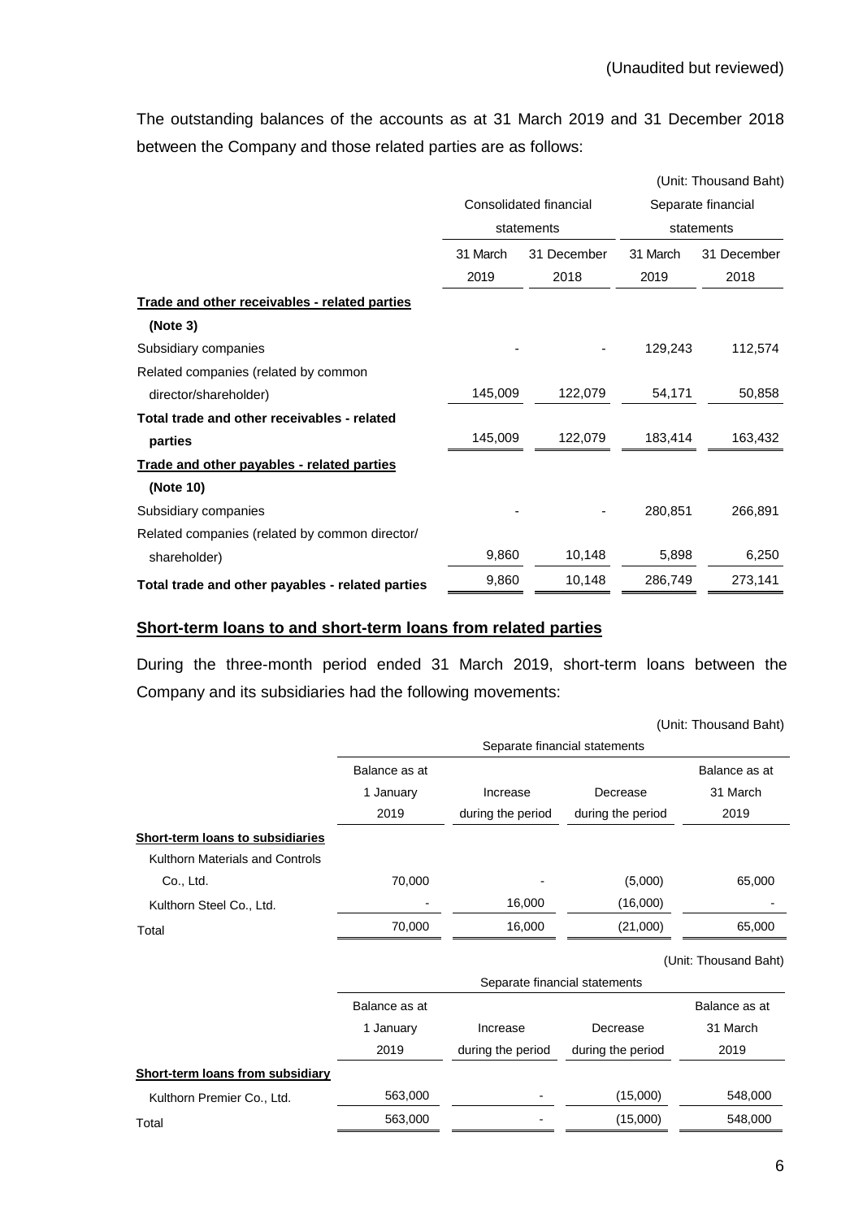(Unaudited but reviewed)

The outstanding balances of the accounts as at 31 March 2019 and 31 December 2018 between the Company and those related parties are as follows:

(Unit: Thousand Baht)

| | Consolidated financial statements | | Separate financial statements | |
|---|---|---|---|---|
| | 31 March 2019 | 31 December 2018 | 31 March 2019 | 31 December 2018 |
| **Trade and other receivables - related parties (Note 3)** | | | | |
| Subsidiary companies | - | - | 129,243 | 112,574 |
| Related companies (related by common director/shareholder) | 145,009 | 122,079 | 54,171 | 50,858 |
| **Total trade and other receivables - related parties** | 145,009 | 122,079 | 183,414 | 163,432 |
| **Trade and other payables - related parties (Note 10)** | | | | |
| Subsidiary companies | - | - | 280,851 | 266,891 |
| Related companies (related by common director/shareholder) | 9,860 | 10,148 | 5,898 | 6,250 |
| **Total trade and other payables - related parties** | 9,860 | 10,148 | 286,749 | 273,141 |

## Short-term loans to and short-term loans from related parties

During the three-month period ended 31 March 2019, short-term loans between the Company and its subsidiaries had the following movements:

(Unit: Thousand Baht)

| | Separate financial statements | | | |
|---|---|---|---|---|
| | Balance as at 1 January 2019 | Increase during the period | Decrease during the period | Balance as at 31 March 2019 |
| **Short-term loans to subsidiaries** | | | | |
| Kulthorn Materials and Controls Co., Ltd. | 70,000 | - | (5,000) | 65,000 |
| Kulthorn Steel Co., Ltd. | - | 16,000 | (16,000) | - |
| Total | 70,000 | 16,000 | (21,000) | 65,000 |

(Unit: Thousand Baht)

| | Separate financial statements | | | |
|---|---|---|---|---|
| | Balance as at 1 January 2019 | Increase during the period | Decrease during the period | Balance as at 31 March 2019 |
| **Short-term loans from subsidiary** | | | | |
| Kulthorn Premier Co., Ltd. | 563,000 | - | (15,000) | 548,000 |
| Total | 563,000 | - | (15,000) | 548,000 |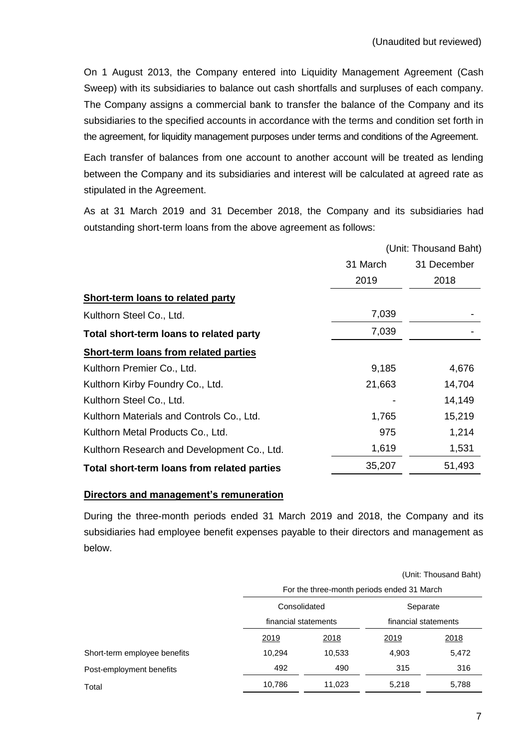(Unaudited but reviewed)

On 1 August 2013, the Company entered into Liquidity Management Agreement (Cash Sweep) with its subsidiaries to balance out cash shortfalls and surpluses of each company. The Company assigns a commercial bank to transfer the balance of the Company and its subsidiaries to the specified accounts in accordance with the terms and condition set forth in the agreement, for liquidity management purposes under terms and conditions of the Agreement.

Each transfer of balances from one account to another account will be treated as lending between the Company and its subsidiaries and interest will be calculated at agreed rate as stipulated in the Agreement.

As at 31 March 2019 and 31 December 2018, the Company and its subsidiaries had outstanding short-term loans from the above agreement as follows:

(Unit: Thousand Baht)

| | 31 March 2019 | 31 December 2018 |
|---|---|---|
| **Short-term loans to related party** | | |
| Kulthorn Steel Co., Ltd. | 7,039 | - |
| **Total short-term loans to related party** | 7,039 | - |
| **Short-term loans from related parties** | | |
| Kulthorn Premier Co., Ltd. | 9,185 | 4,676 |
| Kulthorn Kirby Foundry Co., Ltd. | 21,663 | 14,704 |
| Kulthorn Steel Co., Ltd. | - | 14,149 |
| Kulthorn Materials and Controls Co., Ltd. | 1,765 | 15,219 |
| Kulthorn Metal Products Co., Ltd. | 975 | 1,214 |
| Kulthorn Research and Development Co., Ltd. | 1,619 | 1,531 |
| **Total short-term loans from related parties** | 35,207 | 51,493 |

**Directors and management's remuneration**

During the three-month periods ended 31 March 2019 and 2018, the Company and its subsidiaries had employee benefit expenses payable to their directors and management as below.

(Unit: Thousand Baht)

| | For the three-month periods ended 31 March | | | |
|---|---|---|---|---|
| | Consolidated financial statements | | Separate financial statements | |
| | 2019 | 2018 | 2019 | 2018 |
| Short-term employee benefits | 10,294 | 10,533 | 4,903 | 5,472 |
| Post-employment benefits | 492 | 490 | 315 | 316 |
| Total | 10,786 | 11,023 | 5,218 | 5,788 |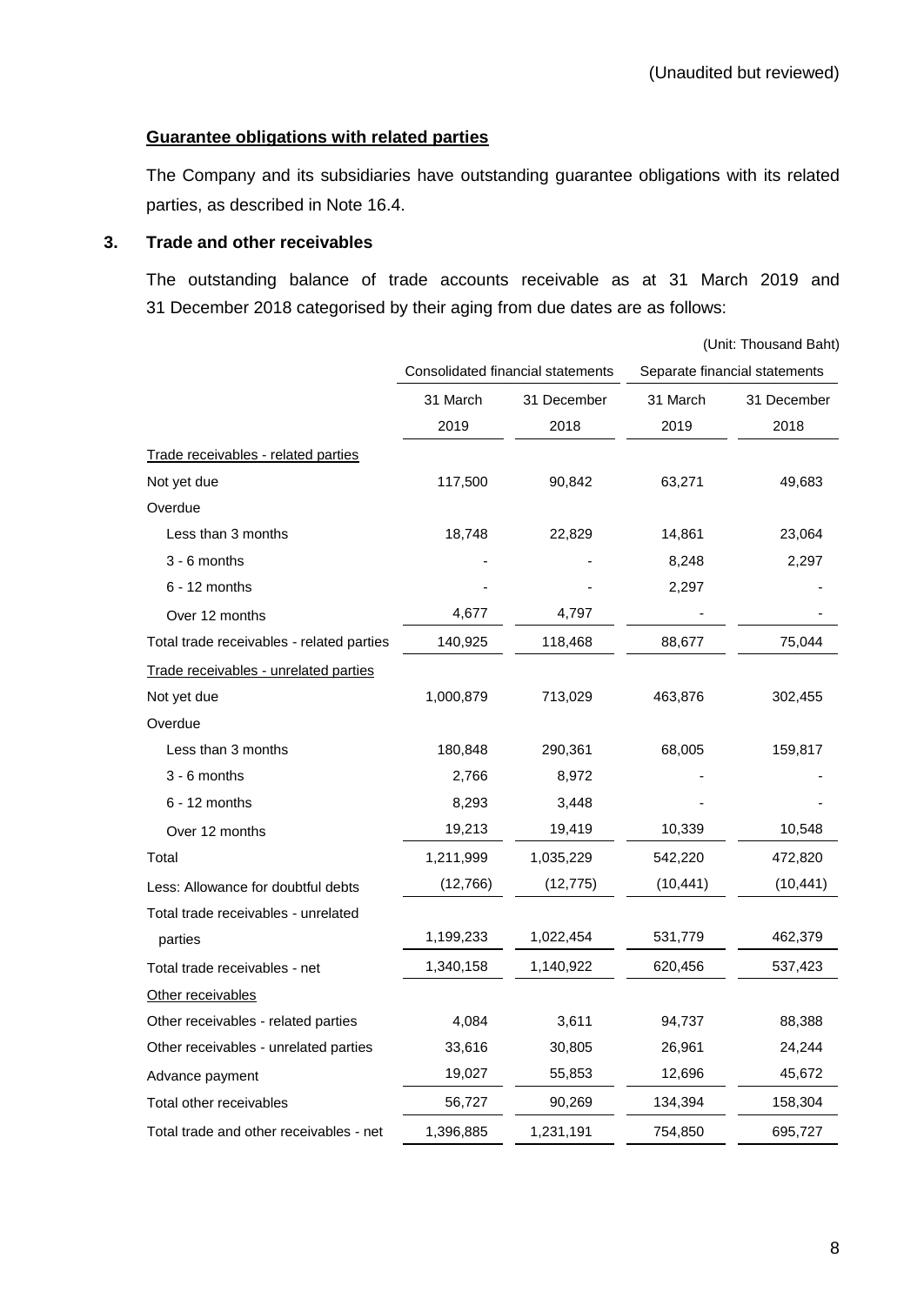(Unaudited but reviewed)

**Guarantee obligations with related parties**

The Company and its subsidiaries have outstanding guarantee obligations with its related parties, as described in Note 16.4.

## 3. Trade and other receivables

The outstanding balance of trade accounts receivable as at 31 March 2019 and 31 December 2018 categorised by their aging from due dates are as follows:

(Unit: Thousand Baht)

| | Consolidated financial statements | | Separate financial statements | |
|---|---|---|---|---|
| | 31 March 2019 | 31 December 2018 | 31 March 2019 | 31 December 2018 |
| Trade receivables - related parties | | | | |
| Not yet due | 117,500 | 90,842 | 63,271 | 49,683 |
| Overdue | | | | |
| Less than 3 months | 18,748 | 22,829 | 14,861 | 23,064 |
| 3 - 6 months | - | - | 8,248 | 2,297 |
| 6 - 12 months | - | - | 2,297 | - |
| Over 12 months | 4,677 | 4,797 | - | - |
| Total trade receivables - related parties | 140,925 | 118,468 | 88,677 | 75,044 |
| Trade receivables - unrelated parties | | | | |
| Not yet due | 1,000,879 | 713,029 | 463,876 | 302,455 |
| Overdue | | | | |
| Less than 3 months | 180,848 | 290,361 | 68,005 | 159,817 |
| 3 - 6 months | 2,766 | 8,972 | - | - |
| 6 - 12 months | 8,293 | 3,448 | - | - |
| Over 12 months | 19,213 | 19,419 | 10,339 | 10,548 |
| Total | 1,211,999 | 1,035,229 | 542,220 | 472,820 |
| Less: Allowance for doubtful debts | (12,766) | (12,775) | (10,441) | (10,441) |
| Total trade receivables - unrelated parties | 1,199,233 | 1,022,454 | 531,779 | 462,379 |
| Total trade receivables - net | 1,340,158 | 1,140,922 | 620,456 | 537,423 |
| Other receivables | | | | |
| Other receivables - related parties | 4,084 | 3,611 | 94,737 | 88,388 |
| Other receivables - unrelated parties | 33,616 | 30,805 | 26,961 | 24,244 |
| Advance payment | 19,027 | 55,853 | 12,696 | 45,672 |
| Total other receivables | 56,727 | 90,269 | 134,394 | 158,304 |
| Total trade and other receivables - net | 1,396,885 | 1,231,191 | 754,850 | 695,727 |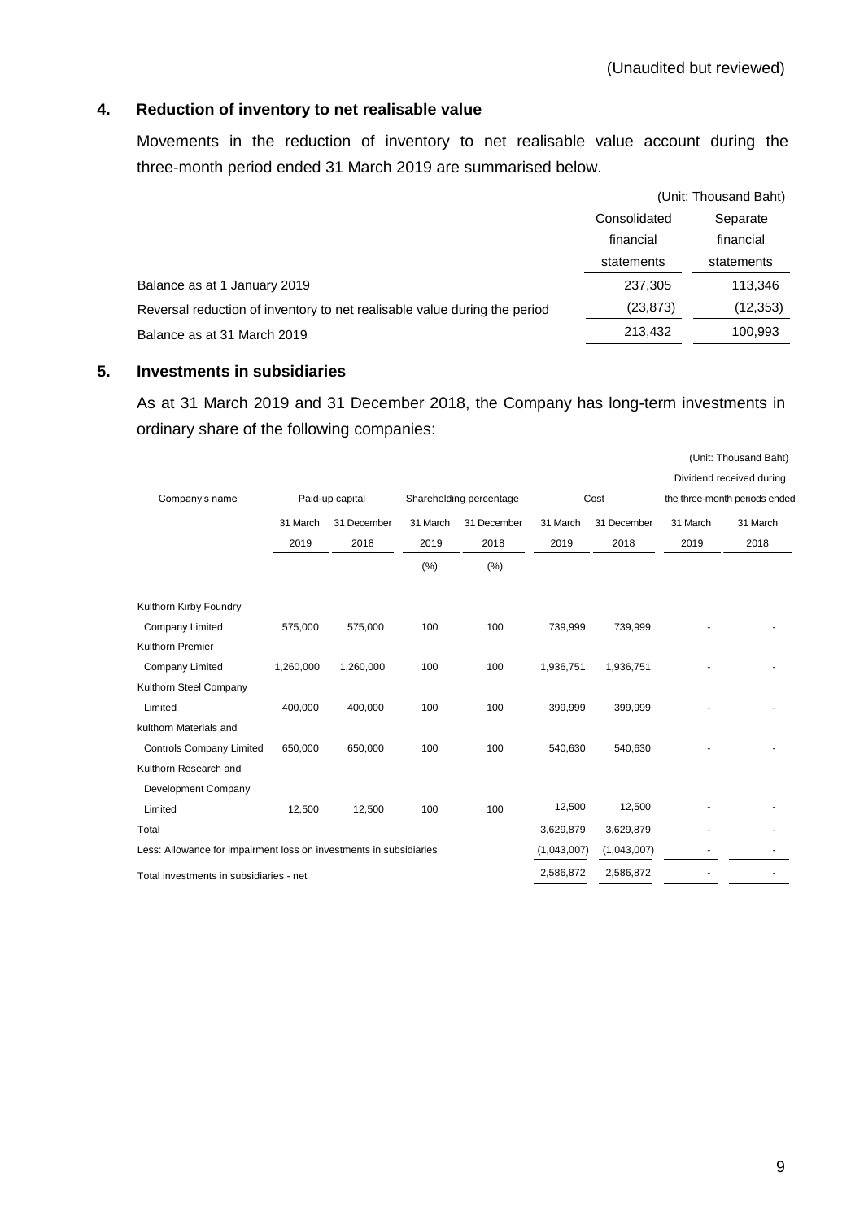(Unaudited but reviewed)

## 4. Reduction of inventory to net realisable value

Movements in the reduction of inventory to net realisable value account during the three-month period ended 31 March 2019 are summarised below.

(Unit: Thousand Baht)

| | Consolidated financial statements | Separate financial statements |
|---|---|---|
| Balance as at 1 January 2019 | 237,305 | 113,346 |
| Reversal reduction of inventory to net realisable value during the period | (23,873) | (12,353) |
| Balance as at 31 March 2019 | 213,432 | 100,993 |

## 5. Investments in subsidiaries

As at 31 March 2019 and 31 December 2018, the Company has long-term investments in ordinary share of the following companies:

(Unit: Thousand Baht)

| Company's name | Paid-up capital | | Shareholding percentage | | Cost | | Dividend received during the three-month periods ended | |
|---|---|---|---|---|---|---|---|---|
| | 31 March 2019 | 31 December 2018 | 31 March 2019 | 31 December 2018 | 31 March 2019 | 31 December 2018 | 31 March 2019 | 31 March 2018 |
| | | | (%) | (%) | | | | |
| Kulthorn Kirby Foundry Company Limited | 575,000 | 575,000 | 100 | 100 | 739,999 | 739,999 | - | - |
| Kulthorn Premier Company Limited | 1,260,000 | 1,260,000 | 100 | 100 | 1,936,751 | 1,936,751 | - | - |
| Kulthorn Steel Company Limited | 400,000 | 400,000 | 100 | 100 | 399,999 | 399,999 | - | - |
| kulthorn Materials and Controls Company Limited | 650,000 | 650,000 | 100 | 100 | 540,630 | 540,630 | - | - |
| Kulthorn Research and Development Company Limited | 12,500 | 12,500 | 100 | 100 | 12,500 | 12,500 | - | - |
| Total | | | | | 3,629,879 | 3,629,879 | - | - |
| Less: Allowance for impairment loss on investments in subsidiaries | | | | | (1,043,007) | (1,043,007) | - | - |
| Total investments in subsidiaries - net | | | | | 2,586,872 | 2,586,872 | - | - |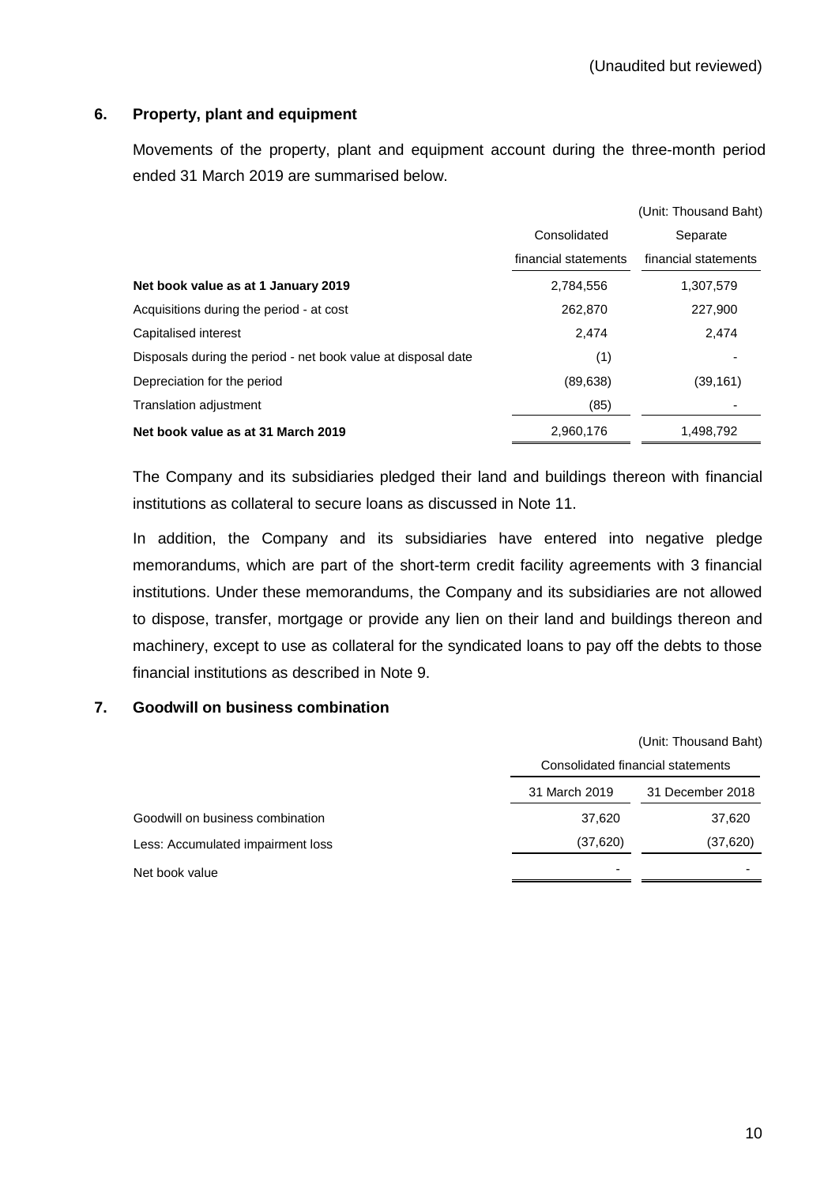(Unaudited but reviewed)

## 6. Property, plant and equipment

Movements of the property, plant and equipment account during the three-month period ended 31 March 2019 are summarised below.

(Unit: Thousand Baht)

| | Consolidated financial statements | Separate financial statements |
|---|---|---|
| **Net book value as at 1 January 2019** | 2,784,556 | 1,307,579 |
| Acquisitions during the period - at cost | 262,870 | 227,900 |
| Capitalised interest | 2,474 | 2,474 |
| Disposals during the period - net book value at disposal date | (1) | - |
| Depreciation for the period | (89,638) | (39,161) |
| Translation adjustment | (85) | - |
| **Net book value as at 31 March 2019** | 2,960,176 | 1,498,792 |

The Company and its subsidiaries pledged their land and buildings thereon with financial institutions as collateral to secure loans as discussed in Note 11.

In addition, the Company and its subsidiaries have entered into negative pledge memorandums, which are part of the short-term credit facility agreements with 3 financial institutions. Under these memorandums, the Company and its subsidiaries are not allowed to dispose, transfer, mortgage or provide any lien on their land and buildings thereon and machinery, except to use as collateral for the syndicated loans to pay off the debts to those financial institutions as described in Note 9.

## 7. Goodwill on business combination

(Unit: Thousand Baht)

| | Consolidated financial statements | |
|---|---|---|
| | 31 March 2019 | 31 December 2018 |
| Goodwill on business combination | 37,620 | 37,620 |
| Less: Accumulated impairment loss | (37,620) | (37,620) |
| Net book value | - | - |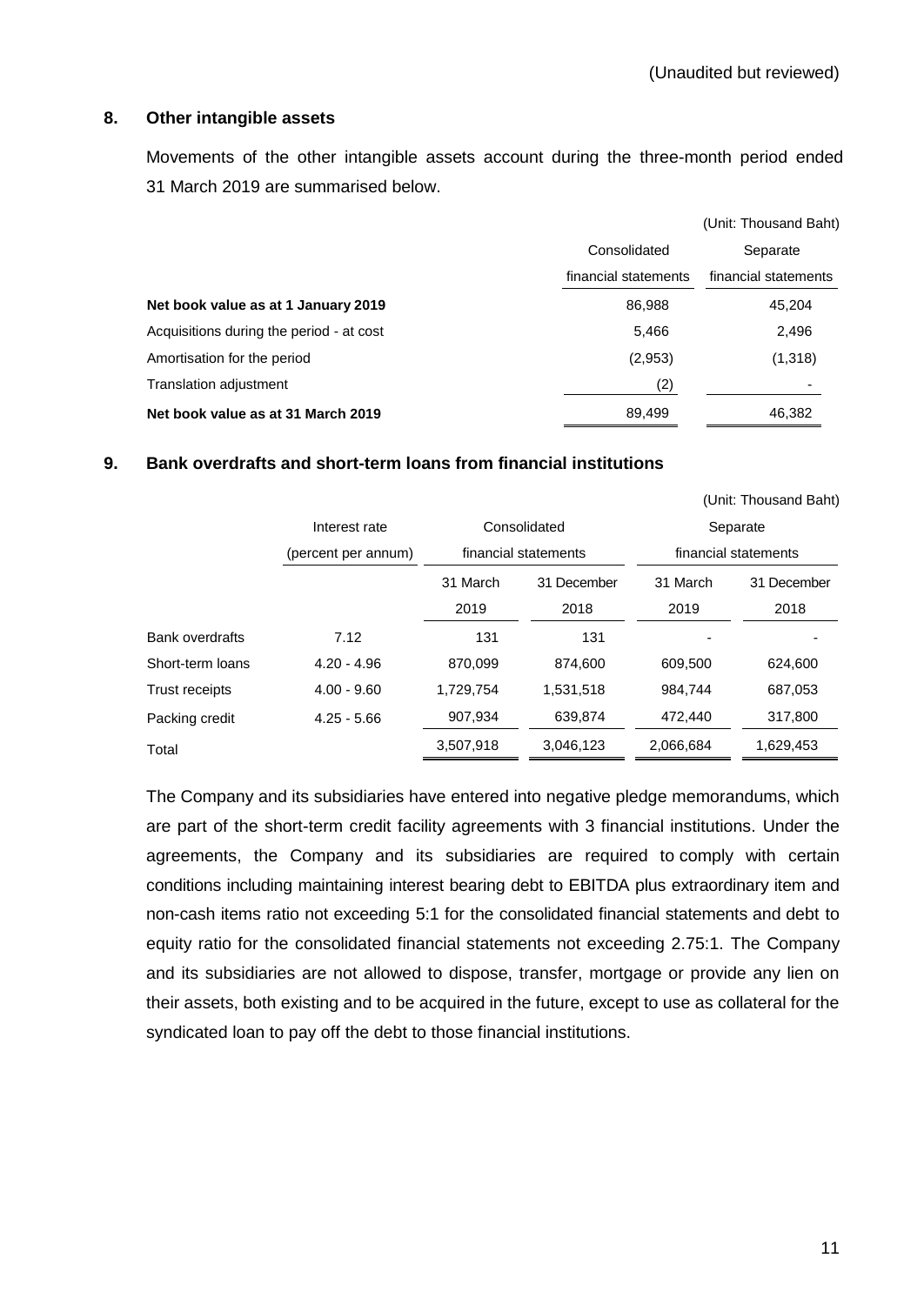(Unaudited but reviewed)

## 8. Other intangible assets

Movements of the other intangible assets account during the three-month period ended 31 March 2019 are summarised below.

(Unit: Thousand Baht)

| | Consolidated financial statements | Separate financial statements |
|---|---|---|
| **Net book value as at 1 January 2019** | 86,988 | 45,204 |
| Acquisitions during the period - at cost | 5,466 | 2,496 |
| Amortisation for the period | (2,953) | (1,318) |
| Translation adjustment | (2) | - |
| **Net book value as at 31 March 2019** | 89,499 | 46,382 |

## 9. Bank overdrafts and short-term loans from financial institutions

(Unit: Thousand Baht)

| | Interest rate (percent per annum) | Consolidated financial statements | | Separate financial statements | |
|---|---|---|---|---|---|
| | | 31 March 2019 | 31 December 2018 | 31 March 2019 | 31 December 2018 |
| Bank overdrafts | 7.12 | 131 | 131 | - | - |
| Short-term loans | 4.20 - 4.96 | 870,099 | 874,600 | 609,500 | 624,600 |
| Trust receipts | 4.00 - 9.60 | 1,729,754 | 1,531,518 | 984,744 | 687,053 |
| Packing credit | 4.25 - 5.66 | 907,934 | 639,874 | 472,440 | 317,800 |
| Total | | 3,507,918 | 3,046,123 | 2,066,684 | 1,629,453 |

The Company and its subsidiaries have entered into negative pledge memorandums, which are part of the short-term credit facility agreements with 3 financial institutions. Under the agreements, the Company and its subsidiaries are required to comply with certain conditions including maintaining interest bearing debt to EBITDA plus extraordinary item and non-cash items ratio not exceeding 5:1 for the consolidated financial statements and debt to equity ratio for the consolidated financial statements not exceeding 2.75:1. The Company and its subsidiaries are not allowed to dispose, transfer, mortgage or provide any lien on their assets, both existing and to be acquired in the future, except to use as collateral for the syndicated loan to pay off the debt to those financial institutions.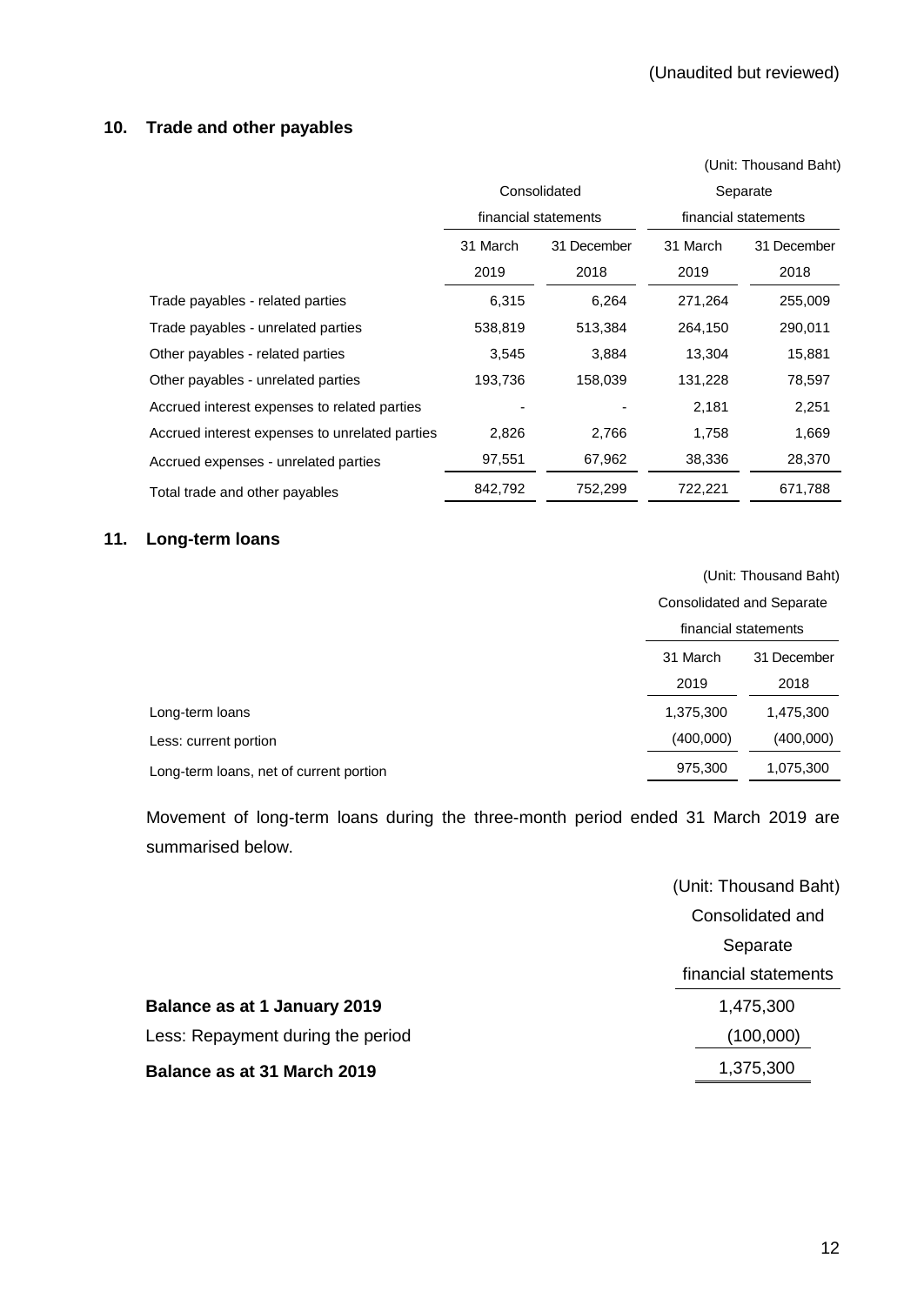(Unaudited but reviewed)

## 10. Trade and other payables

(Unit: Thousand Baht)

| | Consolidated financial statements | | Separate financial statements | |
|---|---|---|---|---|
| | 31 March 2019 | 31 December 2018 | 31 March 2019 | 31 December 2018 |
| Trade payables - related parties | 6,315 | 6,264 | 271,264 | 255,009 |
| Trade payables - unrelated parties | 538,819 | 513,384 | 264,150 | 290,011 |
| Other payables - related parties | 3,545 | 3,884 | 13,304 | 15,881 |
| Other payables - unrelated parties | 193,736 | 158,039 | 131,228 | 78,597 |
| Accrued interest expenses to related parties | - | - | 2,181 | 2,251 |
| Accrued interest expenses to unrelated parties | 2,826 | 2,766 | 1,758 | 1,669 |
| Accrued expenses - unrelated parties | 97,551 | 67,962 | 38,336 | 28,370 |
| Total trade and other payables | 842,792 | 752,299 | 722,221 | 671,788 |

## 11. Long-term loans

(Unit: Thousand Baht)

| | Consolidated and Separate financial statements | |
|---|---|---|
| | 31 March 2019 | 31 December 2018 |
| Long-term loans | 1,375,300 | 1,475,300 |
| Less: current portion | (400,000) | (400,000) |
| Long-term loans, net of current portion | 975,300 | 1,075,300 |

Movement of long-term loans during the three-month period ended 31 March 2019 are summarised below.

(Unit: Thousand Baht)

| | Consolidated and Separate financial statements |
|---|---|
| **Balance as at 1 January 2019** | 1,475,300 |
| Less: Repayment during the period | (100,000) |
| **Balance as at 31 March 2019** | 1,375,300 |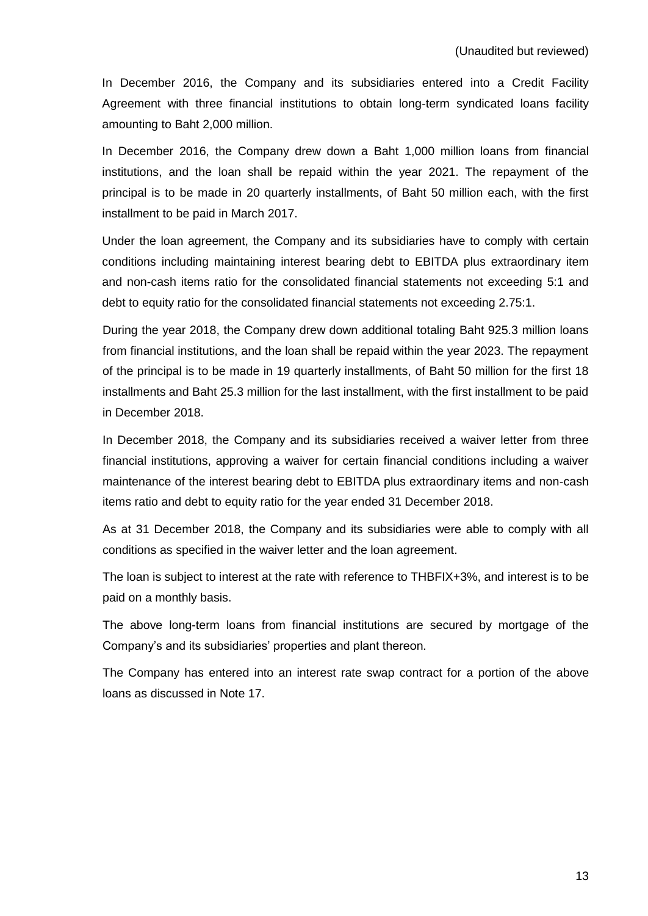(Unaudited but reviewed)

In December 2016, the Company and its subsidiaries entered into a Credit Facility Agreement with three financial institutions to obtain long-term syndicated loans facility amounting to Baht 2,000 million.

In December 2016, the Company drew down a Baht 1,000 million loans from financial institutions, and the loan shall be repaid within the year 2021. The repayment of the principal is to be made in 20 quarterly installments, of Baht 50 million each, with the first installment to be paid in March 2017.

Under the loan agreement, the Company and its subsidiaries have to comply with certain conditions including maintaining interest bearing debt to EBITDA plus extraordinary item and non-cash items ratio for the consolidated financial statements not exceeding 5:1 and debt to equity ratio for the consolidated financial statements not exceeding 2.75:1.

During the year 2018, the Company drew down additional totaling Baht 925.3 million loans from financial institutions, and the loan shall be repaid within the year 2023. The repayment of the principal is to be made in 19 quarterly installments, of Baht 50 million for the first 18 installments and Baht 25.3 million for the last installment, with the first installment to be paid in December 2018.

In December 2018, the Company and its subsidiaries received a waiver letter from three financial institutions, approving a waiver for certain financial conditions including a waiver maintenance of the interest bearing debt to EBITDA plus extraordinary items and non-cash items ratio and debt to equity ratio for the year ended 31 December 2018.

As at 31 December 2018, the Company and its subsidiaries were able to comply with all conditions as specified in the waiver letter and the loan agreement.

The loan is subject to interest at the rate with reference to THBFIX+3%, and interest is to be paid on a monthly basis.

The above long-term loans from financial institutions are secured by mortgage of the Company's and its subsidiaries' properties and plant thereon.

The Company has entered into an interest rate swap contract for a portion of the above loans as discussed in Note 17.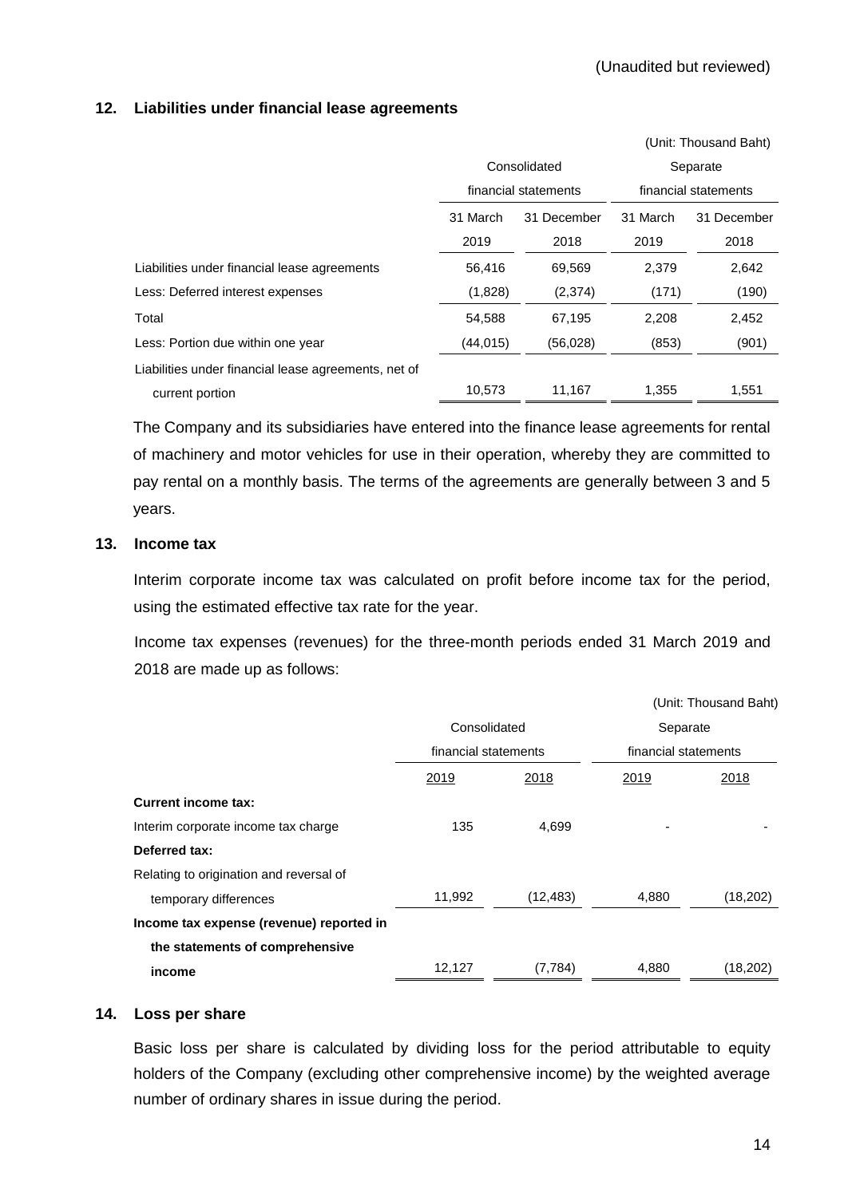(Unaudited but reviewed)

## 12. Liabilities under financial lease agreements

(Unit: Thousand Baht)

| | Consolidated financial statements | | Separate financial statements | |
|---|---|---|---|---|
| | 31 March 2019 | 31 December 2018 | 31 March 2019 | 31 December 2018 |
| Liabilities under financial lease agreements | 56,416 | 69,569 | 2,379 | 2,642 |
| Less: Deferred interest expenses | (1,828) | (2,374) | (171) | (190) |
| Total | 54,588 | 67,195 | 2,208 | 2,452 |
| Less: Portion due within one year | (44,015) | (56,028) | (853) | (901) |
| Liabilities under financial lease agreements, net of current portion | 10,573 | 11,167 | 1,355 | 1,551 |

The Company and its subsidiaries have entered into the finance lease agreements for rental of machinery and motor vehicles for use in their operation, whereby they are committed to pay rental on a monthly basis. The terms of the agreements are generally between 3 and 5 years.

## 13. Income tax

Interim corporate income tax was calculated on profit before income tax for the period, using the estimated effective tax rate for the year.

Income tax expenses (revenues) for the three-month periods ended 31 March 2019 and 2018 are made up as follows:

(Unit: Thousand Baht)

| | Consolidated financial statements | | Separate financial statements | |
|---|---|---|---|---|
| | 2019 | 2018 | 2019 | 2018 |
| **Current income tax:** | | | | |
| Interim corporate income tax charge | 135 | 4,699 | - | - |
| **Deferred tax:** | | | | |
| Relating to origination and reversal of temporary differences | 11,992 | (12,483) | 4,880 | (18,202) |
| **Income tax expense (revenue) reported in the statements of comprehensive income** | 12,127 | (7,784) | 4,880 | (18,202) |

## 14. Loss per share

Basic loss per share is calculated by dividing loss for the period attributable to equity holders of the Company (excluding other comprehensive income) by the weighted average number of ordinary shares in issue during the period.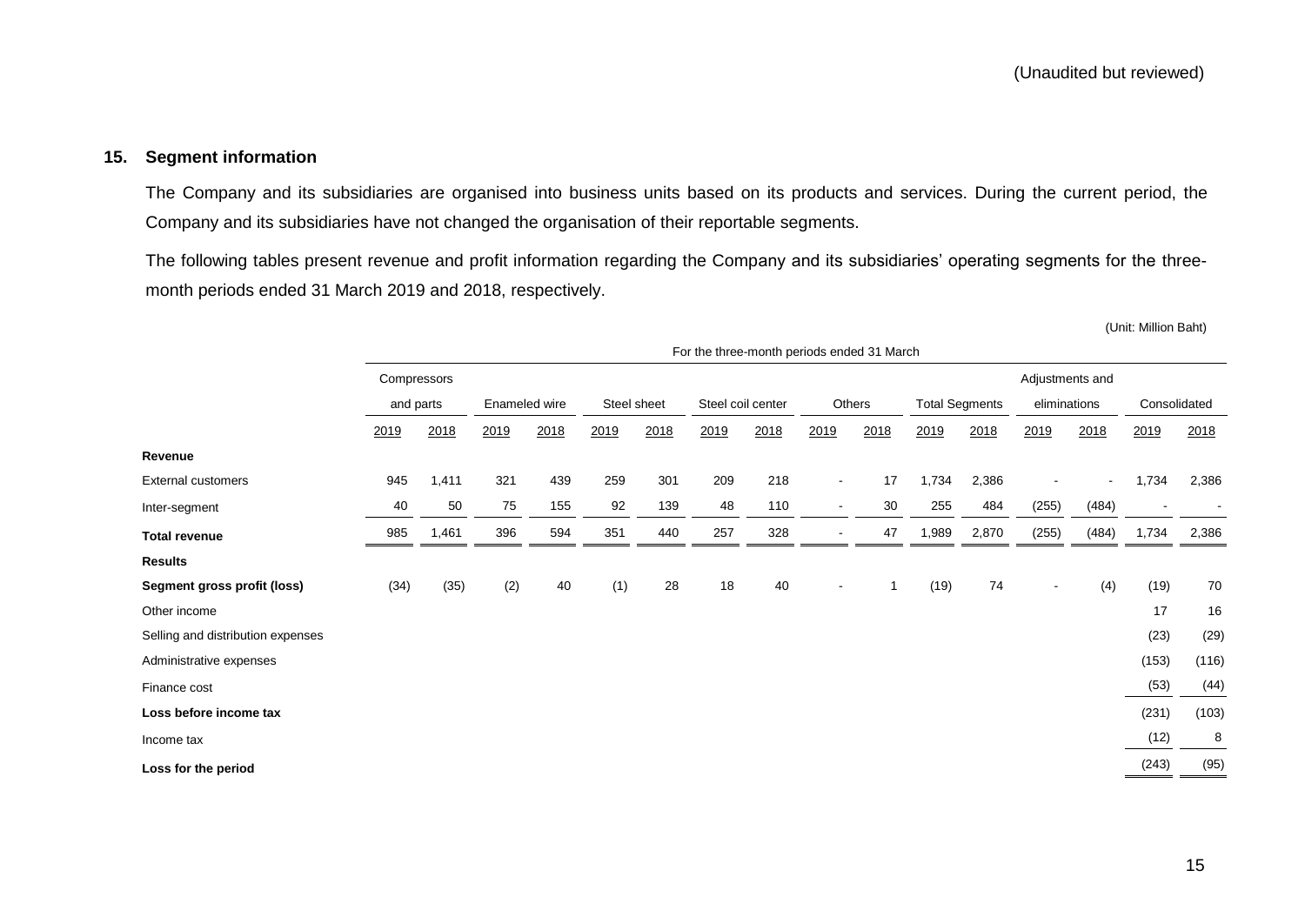(Unaudited but reviewed)

## 15. Segment information

The Company and its subsidiaries are organised into business units based on its products and services. During the current period, the Company and its subsidiaries have not changed the organisation of their reportable segments.

The following tables present revenue and profit information regarding the Company and its subsidiaries' operating segments for the three-month periods ended 31 March 2019 and 2018, respectively.

(Unit: Million Baht)

| | For the three-month periods ended 31 March | | | | | | | | | | | | | | | |
|---|---|---|---|---|---|---|---|---|---|---|---|---|---|---|---|---|
| | Compressors and parts | | Enameled wire | | Steel sheet | | Steel coil center | | Others | | Total Segments | | Adjustments and eliminations | | Consolidated | |
| | 2019 | 2018 | 2019 | 2018 | 2019 | 2018 | 2019 | 2018 | 2019 | 2018 | 2019 | 2018 | 2019 | 2018 | 2019 | 2018 |
| **Revenue** | | | | | | | | | | | | | | | | |
| External customers | 945 | 1,411 | 321 | 439 | 259 | 301 | 209 | 218 | - | 17 | 1,734 | 2,386 | - | - | 1,734 | 2,386 |
| Inter-segment | 40 | 50 | 75 | 155 | 92 | 139 | 48 | 110 | - | 30 | 255 | 484 | (255) | (484) | - | - |
| **Total revenue** | 985 | 1,461 | 396 | 594 | 351 | 440 | 257 | 328 | - | 47 | 1,989 | 2,870 | (255) | (484) | 1,734 | 2,386 |
| **Results** | | | | | | | | | | | | | | | | |
| **Segment gross profit (loss)** | (34) | (35) | (2) | 40 | (1) | 28 | 18 | 40 | - | 1 | (19) | 74 | - | (4) | (19) | 70 |
| Other income | | | | | | | | | | | | | | | 17 | 16 |
| Selling and distribution expenses | | | | | | | | | | | | | | | (23) | (29) |
| Administrative expenses | | | | | | | | | | | | | | | (153) | (116) |
| Finance cost | | | | | | | | | | | | | | | (53) | (44) |
| **Loss before income tax** | | | | | | | | | | | | | | | (231) | (103) |
| Income tax | | | | | | | | | | | | | | | (12) | 8 |
| **Loss for the period** | | | | | | | | | | | | | | | (243) | (95) |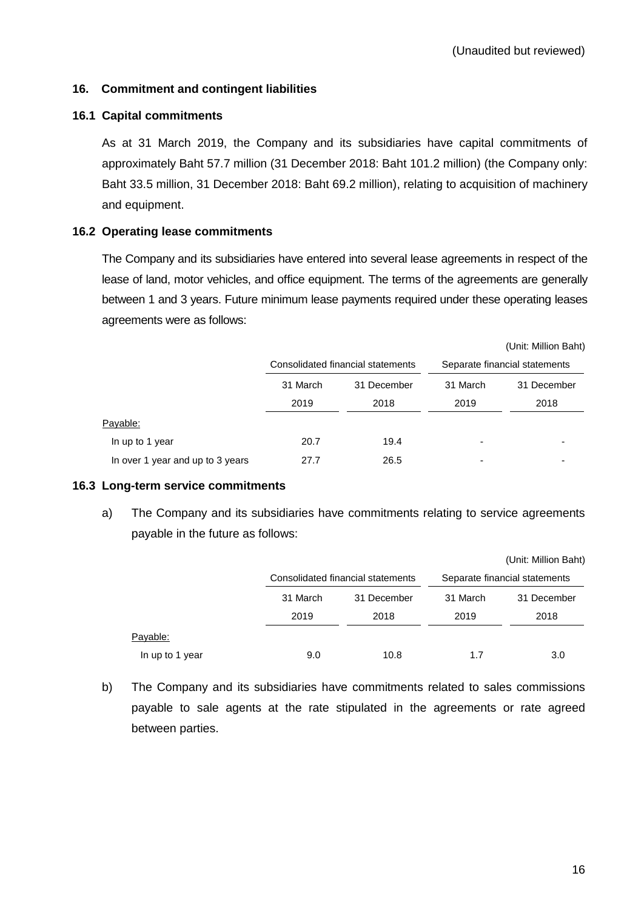(Unaudited but reviewed)

## 16. Commitment and contingent liabilities

### 16.1 Capital commitments

As at 31 March 2019, the Company and its subsidiaries have capital commitments of approximately Baht 57.7 million (31 December 2018: Baht 101.2 million) (the Company only: Baht 33.5 million, 31 December 2018: Baht 69.2 million), relating to acquisition of machinery and equipment.

### 16.2 Operating lease commitments

The Company and its subsidiaries have entered into several lease agreements in respect of the lease of land, motor vehicles, and office equipment. The terms of the agreements are generally between 1 and 3 years. Future minimum lease payments required under these operating leases agreements were as follows:

(Unit: Million Baht)

| | Consolidated financial statements | | Separate financial statements | |
|---|---|---|---|---|
| | 31 March 2019 | 31 December 2018 | 31 March 2019 | 31 December 2018 |
| Payable: | | | | |
| In up to 1 year | 20.7 | 19.4 | - | - |
| In over 1 year and up to 3 years | 27.7 | 26.5 | - | - |

### 16.3 Long-term service commitments

a) The Company and its subsidiaries have commitments relating to service agreements payable in the future as follows:

(Unit: Million Baht)

| | Consolidated financial statements | | Separate financial statements | |
|---|---|---|---|---|
| | 31 March 2019 | 31 December 2018 | 31 March 2019 | 31 December 2018 |
| Payable: | | | | |
| In up to 1 year | 9.0 | 10.8 | 1.7 | 3.0 |

b) The Company and its subsidiaries have commitments related to sales commissions payable to sale agents at the rate stipulated in the agreements or rate agreed between parties.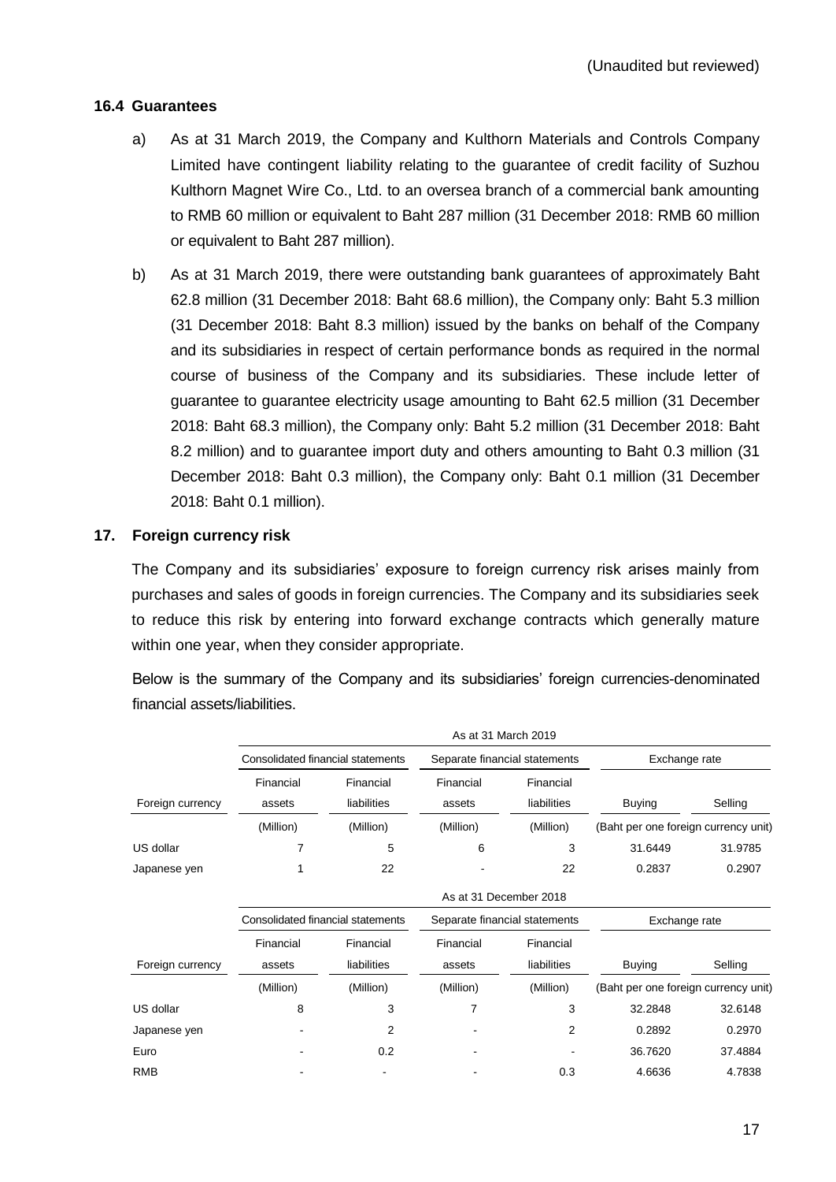(Unaudited but reviewed)

### 16.4 Guarantees

a) As at 31 March 2019, the Company and Kulthorn Materials and Controls Company Limited have contingent liability relating to the guarantee of credit facility of Suzhou Kulthorn Magnet Wire Co., Ltd. to an oversea branch of a commercial bank amounting to RMB 60 million or equivalent to Baht 287 million (31 December 2018: RMB 60 million or equivalent to Baht 287 million).

b) As at 31 March 2019, there were outstanding bank guarantees of approximately Baht 62.8 million (31 December 2018: Baht 68.6 million), the Company only: Baht 5.3 million (31 December 2018: Baht 8.3 million) issued by the banks on behalf of the Company and its subsidiaries in respect of certain performance bonds as required in the normal course of business of the Company and its subsidiaries. These include letter of guarantee to guarantee electricity usage amounting to Baht 62.5 million (31 December 2018: Baht 68.3 million), the Company only: Baht 5.2 million (31 December 2018: Baht 8.2 million) and to guarantee import duty and others amounting to Baht 0.3 million (31 December 2018: Baht 0.3 million), the Company only: Baht 0.1 million (31 December 2018: Baht 0.1 million).

## 17. Foreign currency risk

The Company and its subsidiaries' exposure to foreign currency risk arises mainly from purchases and sales of goods in foreign currencies. The Company and its subsidiaries seek to reduce this risk by entering into forward exchange contracts which generally mature within one year, when they consider appropriate.

Below is the summary of the Company and its subsidiaries' foreign currencies-denominated financial assets/liabilities.

| | As at 31 March 2019 | | | | | |
|---|---|---|---|---|---|---|
| | Consolidated financial statements | | Separate financial statements | | Exchange rate | |
| Foreign currency | Financial assets | Financial liabilities | Financial assets | Financial liabilities | Buying | Selling |
| | (Million) | (Million) | (Million) | (Million) | (Baht per one foreign currency unit) | |
| US dollar | 7 | 5 | 6 | 3 | 31.6449 | 31.9785 |
| Japanese yen | 1 | 22 | - | 22 | 0.2837 | 0.2907 |

| | As at 31 December 2018 | | | | | |
|---|---|---|---|---|---|---|
| | Consolidated financial statements | | Separate financial statements | | Exchange rate | |
| Foreign currency | Financial assets | Financial liabilities | Financial assets | Financial liabilities | Buying | Selling |
| | (Million) | (Million) | (Million) | (Million) | (Baht per one foreign currency unit) | |
| US dollar | 8 | 3 | 7 | 3 | 32.2848 | 32.6148 |
| Japanese yen | - | 2 | - | 2 | 0.2892 | 0.2970 |
| Euro | - | 0.2 | - | - | 36.7620 | 37.4884 |
| RMB | - | - | - | 0.3 | 4.6636 | 4.7838 |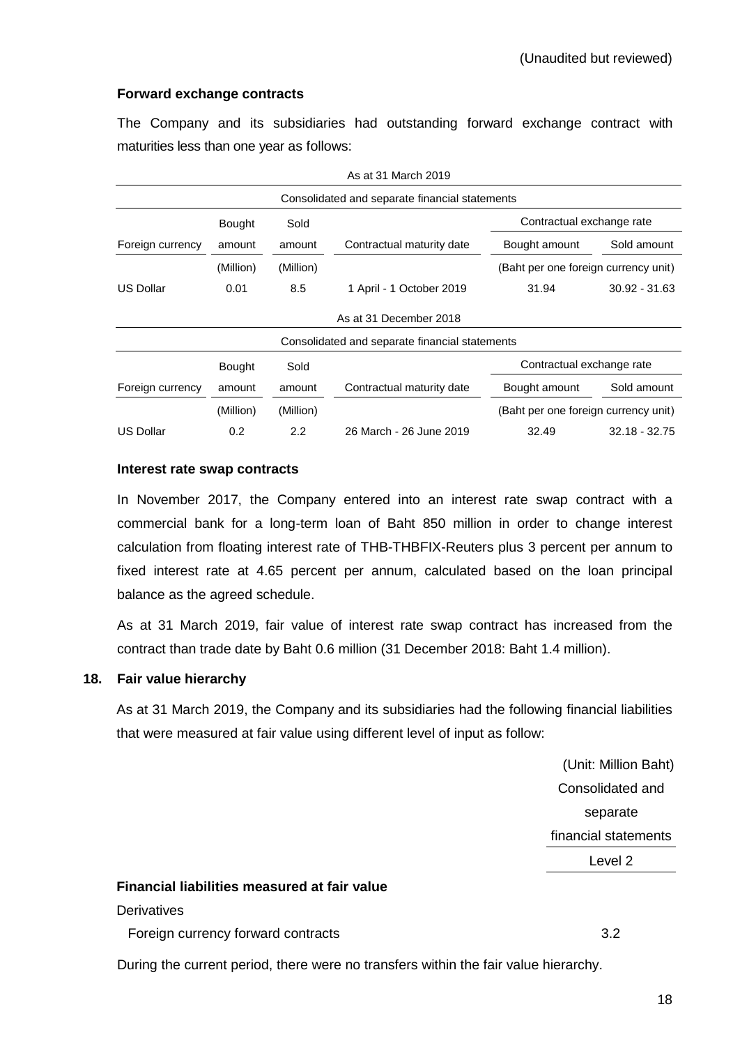(Unaudited but reviewed)

**Forward exchange contracts**

The Company and its subsidiaries had outstanding forward exchange contract with maturities less than one year as follows:

| As at 31 March 2019 | | | | | |
|---|---|---|---|---|---|
| Consolidated and separate financial statements | | | | | |
| | Bought | Sold | | Contractual exchange rate | |
| Foreign currency | amount | amount | Contractual maturity date | Bought amount | Sold amount |
| | (Million) | (Million) | | (Baht per one foreign currency unit) | |
| US Dollar | 0.01 | 8.5 | 1 April - 1 October 2019 | 31.94 | 30.92 - 31.63 |

| As at 31 December 2018 | | | | | |
|---|---|---|---|---|---|
| Consolidated and separate financial statements | | | | | |
| | Bought | Sold | | Contractual exchange rate | |
| Foreign currency | amount | amount | Contractual maturity date | Bought amount | Sold amount |
| | (Million) | (Million) | | (Baht per one foreign currency unit) | |
| US Dollar | 0.2 | 2.2 | 26 March - 26 June 2019 | 32.49 | 32.18 - 32.75 |

**Interest rate swap contracts**

In November 2017, the Company entered into an interest rate swap contract with a commercial bank for a long-term loan of Baht 850 million in order to change interest calculation from floating interest rate of THB-THBFIX-Reuters plus 3 percent per annum to fixed interest rate at 4.65 percent per annum, calculated based on the loan principal balance as the agreed schedule.

As at 31 March 2019, fair value of interest rate swap contract has increased from the contract than trade date by Baht 0.6 million (31 December 2018: Baht 1.4 million).

## 18. Fair value hierarchy

As at 31 March 2019, the Company and its subsidiaries had the following financial liabilities that were measured at fair value using different level of input as follow:

| | (Unit: Million Baht) |
|---|---|
| | Consolidated and separate financial statements |
| | Level 2 |
| **Financial liabilities measured at fair value** | |
| Derivatives | |
| Foreign currency forward contracts | 3.2 |

During the current period, there were no transfers within the fair value hierarchy.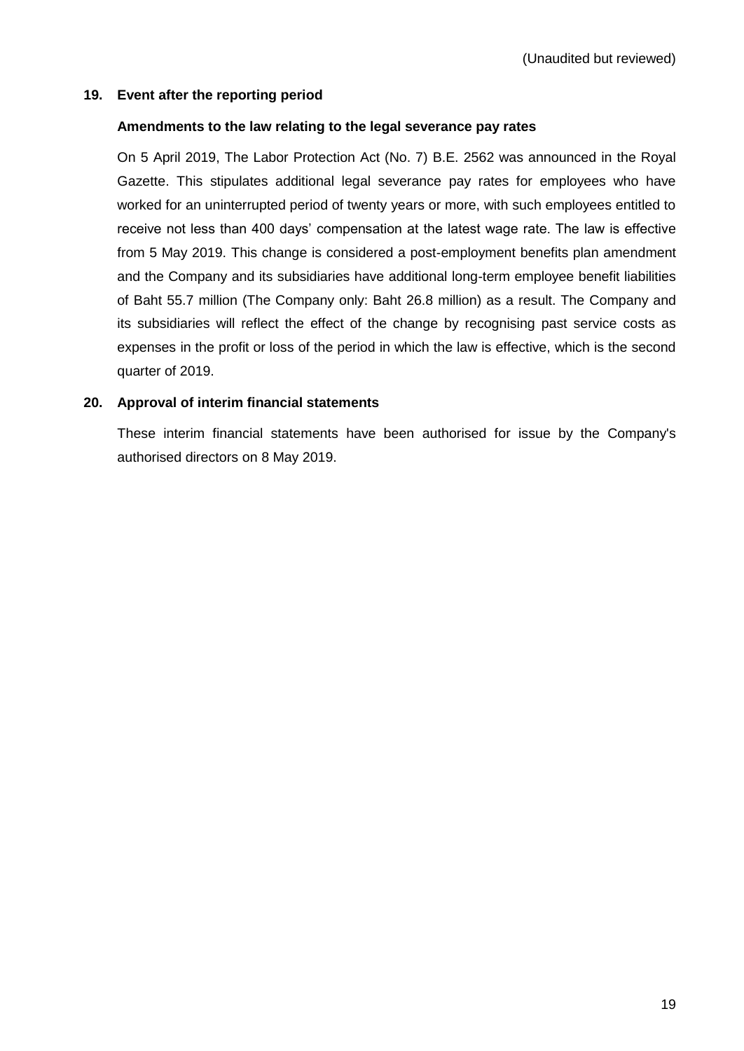(Unaudited but reviewed)

## 19. Event after the reporting period

### Amendments to the law relating to the legal severance pay rates

On 5 April 2019, The Labor Protection Act (No. 7) B.E. 2562 was announced in the Royal Gazette. This stipulates additional legal severance pay rates for employees who have worked for an uninterrupted period of twenty years or more, with such employees entitled to receive not less than 400 days' compensation at the latest wage rate. The law is effective from 5 May 2019. This change is considered a post-employment benefits plan amendment and the Company and its subsidiaries have additional long-term employee benefit liabilities of Baht 55.7 million (The Company only: Baht 26.8 million) as a result. The Company and its subsidiaries will reflect the effect of the change by recognising past service costs as expenses in the profit or loss of the period in which the law is effective, which is the second quarter of 2019.

## 20. Approval of interim financial statements

These interim financial statements have been authorised for issue by the Company's authorised directors on 8 May 2019.